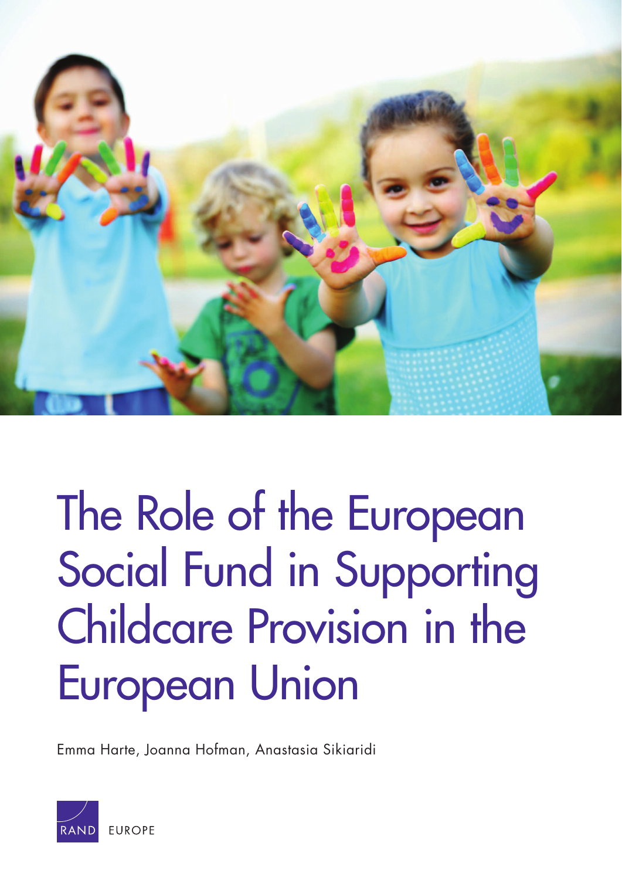# The Role of the European Social Fund in Supporting Childcare Provision in the European Union

Emma Harte, Joanna Hofman, Anastasia Sikiaridi

RAND EUROPE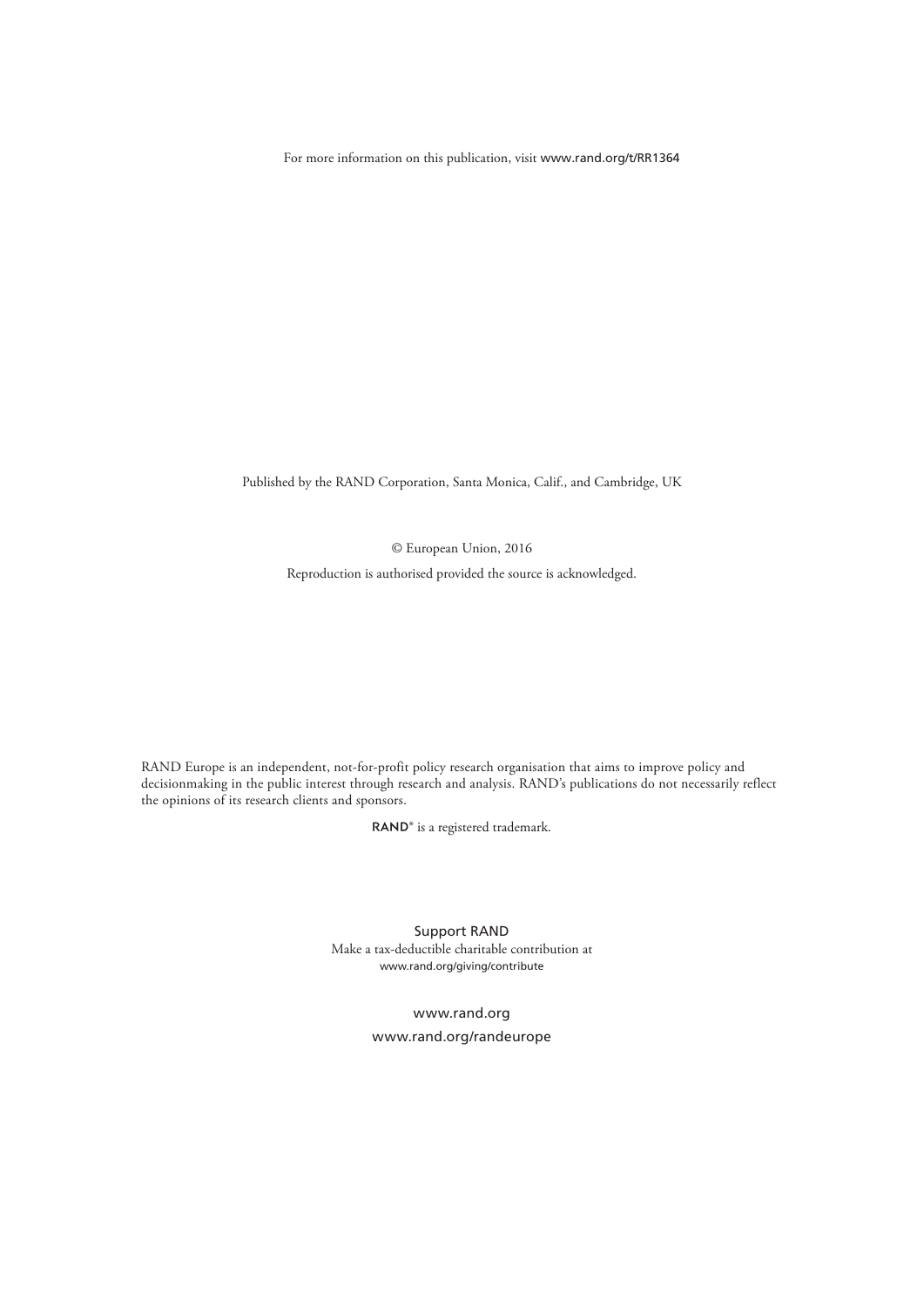For more information on this publication, visit www.rand.org/t/RR1364

Published by the RAND Corporation, Santa Monica, Calif., and Cambridge, UK

© European Union, 2016

Reproduction is authorised provided the source is acknowledged.

RAND Europe is an independent, not-for-profit policy research organisation that aims to improve policy and decisionmaking in the public interest through research and analysis. RAND's publications do not necessarily reflect the opinions of its research clients and sponsors.

**RAND**® is a registered trademark.

Support RAND

Make a tax-deductible charitable contribution at www.rand.org/giving/contribute

www.rand.org

www.rand.org/randeurope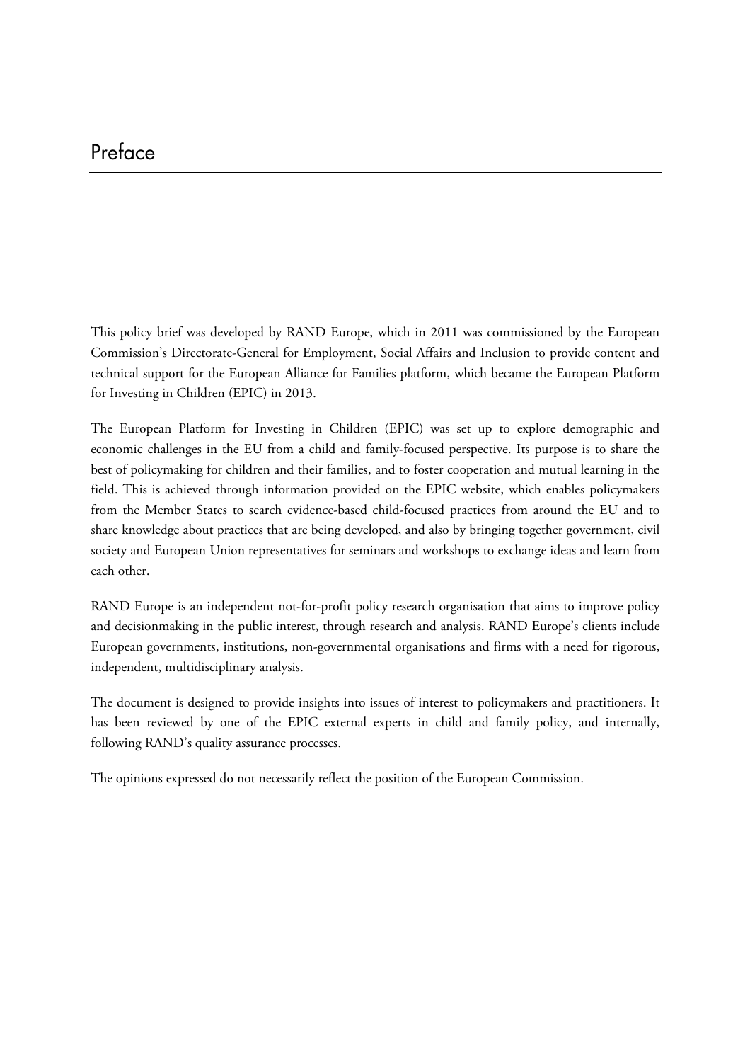# Preface

This policy brief was developed by RAND Europe, which in 2011 was commissioned by the European Commission's Directorate-General for Employment, Social Affairs and Inclusion to provide content and technical support for the European Alliance for Families platform, which became the European Platform for Investing in Children (EPIC) in 2013.

The European Platform for Investing in Children (EPIC) was set up to explore demographic and economic challenges in the EU from a child and family-focused perspective. Its purpose is to share the best of policymaking for children and their families, and to foster cooperation and mutual learning in the field. This is achieved through information provided on the EPIC website, which enables policymakers from the Member States to search evidence-based child-focused practices from around the EU and to share knowledge about practices that are being developed, and also by bringing together government, civil society and European Union representatives for seminars and workshops to exchange ideas and learn from each other.

RAND Europe is an independent not-for-profit policy research organisation that aims to improve policy and decisionmaking in the public interest, through research and analysis. RAND Europe's clients include European governments, institutions, non-governmental organisations and firms with a need for rigorous, independent, multidisciplinary analysis.

The document is designed to provide insights into issues of interest to policymakers and practitioners. It has been reviewed by one of the EPIC external experts in child and family policy, and internally, following RAND's quality assurance processes.

The opinions expressed do not necessarily reflect the position of the European Commission.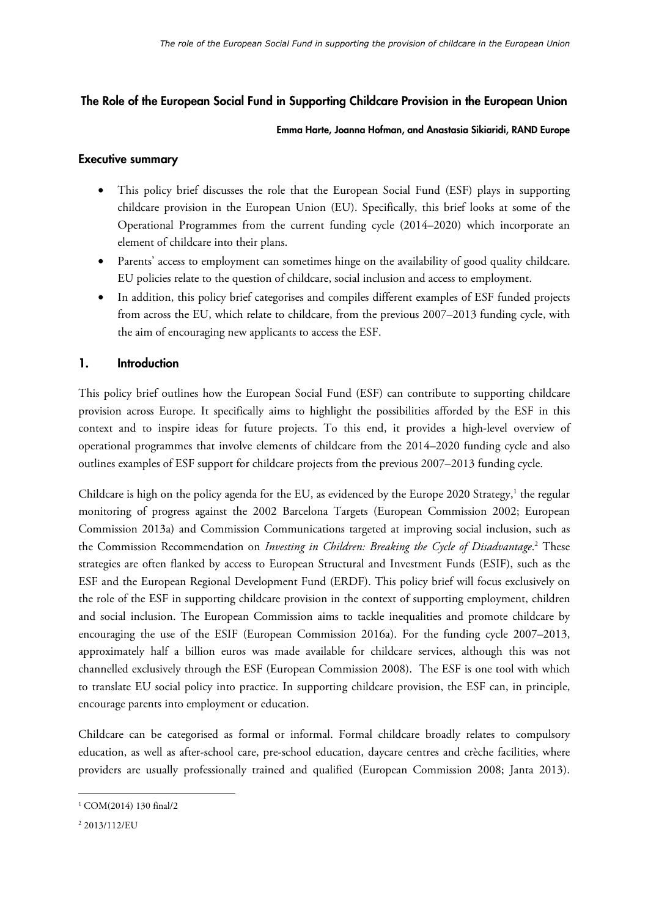## The Role of the European Social Fund in Supporting Childcare Provision in the European Union

**Emma Harte, Joanna Hofman, and Anastasia Sikiaridi, RAND Europe**

### Executive summary

- This policy brief discusses the role that the European Social Fund (ESF) plays in supporting childcare provision in the European Union (EU). Specifically, this brief looks at some of the Operational Programmes from the current funding cycle (2014–2020) which incorporate an element of childcare into their plans.
- Parents' access to employment can sometimes hinge on the availability of good quality childcare. EU policies relate to the question of childcare, social inclusion and access to employment.
- In addition, this policy brief categorises and compiles different examples of ESF funded projects from across the EU, which relate to childcare, from the previous 2007–2013 funding cycle, with the aim of encouraging new applicants to access the ESF.

### 1. Introduction

This policy brief outlines how the European Social Fund (ESF) can contribute to supporting childcare provision across Europe. It specifically aims to highlight the possibilities afforded by the ESF in this context and to inspire ideas for future projects. To this end, it provides a high-level overview of operational programmes that involve elements of childcare from the 2014–2020 funding cycle and also outlines examples of ESF support for childcare projects from the previous 2007–2013 funding cycle.

Childcare is high on the policy agenda for the EU, as evidenced by the Europe 2020 Strategy,[1] the regular monitoring of progress against the 2002 Barcelona Targets (European Commission 2002; European Commission 2013a) and Commission Communications targeted at improving social inclusion, such as the Commission Recommendation on *Investing in Children: Breaking the Cycle of Disadvantage*.[2] These strategies are often flanked by access to European Structural and Investment Funds (ESIF), such as the ESF and the European Regional Development Fund (ERDF). This policy brief will focus exclusively on the role of the ESF in supporting childcare provision in the context of supporting employment, children and social inclusion. The European Commission aims to tackle inequalities and promote childcare by encouraging the use of the ESIF (European Commission 2016a). For the funding cycle 2007–2013, approximately half a billion euros was made available for childcare services, although this was not channelled exclusively through the ESF (European Commission 2008). The ESF is one tool with which to translate EU social policy into practice. In supporting childcare provision, the ESF can, in principle, encourage parents into employment or education.

Childcare can be categorised as formal or informal. Formal childcare broadly relates to compulsory education, as well as after-school care, pre-school education, daycare centres and crèche facilities, where providers are usually professionally trained and qualified (European Commission 2008; Janta 2013).

[1] COM(2014) 130 final/2

[2] 2013/112/EU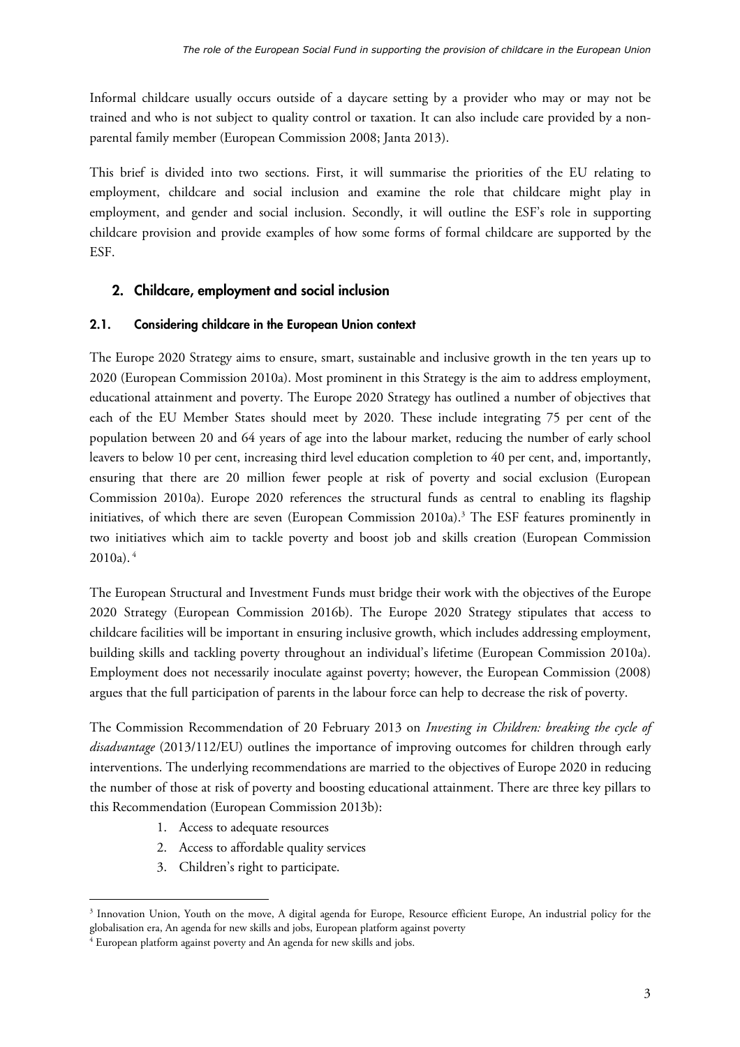Informal childcare usually occurs outside of a daycare setting by a provider who may or may not be trained and who is not subject to quality control or taxation. It can also include care provided by a non-parental family member (European Commission 2008; Janta 2013).

This brief is divided into two sections. First, it will summarise the priorities of the EU relating to employment, childcare and social inclusion and examine the role that childcare might play in employment, and gender and social inclusion. Secondly, it will outline the ESF's role in supporting childcare provision and provide examples of how some forms of formal childcare are supported by the ESF.

## 2. Childcare, employment and social inclusion

### 2.1. Considering childcare in the European Union context

The Europe 2020 Strategy aims to ensure, smart, sustainable and inclusive growth in the ten years up to 2020 (European Commission 2010a). Most prominent in this Strategy is the aim to address employment, educational attainment and poverty. The Europe 2020 Strategy has outlined a number of objectives that each of the EU Member States should meet by 2020. These include integrating 75 per cent of the population between 20 and 64 years of age into the labour market, reducing the number of early school leavers to below 10 per cent, increasing third level education completion to 40 per cent, and, importantly, ensuring that there are 20 million fewer people at risk of poverty and social exclusion (European Commission 2010a). Europe 2020 references the structural funds as central to enabling its flagship initiatives, of which there are seven (European Commission 2010a).[3] The ESF features prominently in two initiatives which aim to tackle poverty and boost job and skills creation (European Commission 2010a).[4]

The European Structural and Investment Funds must bridge their work with the objectives of the Europe 2020 Strategy (European Commission 2016b). The Europe 2020 Strategy stipulates that access to childcare facilities will be important in ensuring inclusive growth, which includes addressing employment, building skills and tackling poverty throughout an individual's lifetime (European Commission 2010a). Employment does not necessarily inoculate against poverty; however, the European Commission (2008) argues that the full participation of parents in the labour force can help to decrease the risk of poverty.

The Commission Recommendation of 20 February 2013 on *Investing in Children: breaking the cycle of disadvantage* (2013/112/EU) outlines the importance of improving outcomes for children through early interventions. The underlying recommendations are married to the objectives of Europe 2020 in reducing the number of those at risk of poverty and boosting educational attainment. There are three key pillars to this Recommendation (European Commission 2013b):

1. Access to adequate resources
2. Access to affordable quality services
3. Children's right to participate.

---

[3] Innovation Union, Youth on the move, A digital agenda for Europe, Resource efficient Europe, An industrial policy for the globalisation era, An agenda for new skills and jobs, European platform against poverty

[4] European platform against poverty and An agenda for new skills and jobs.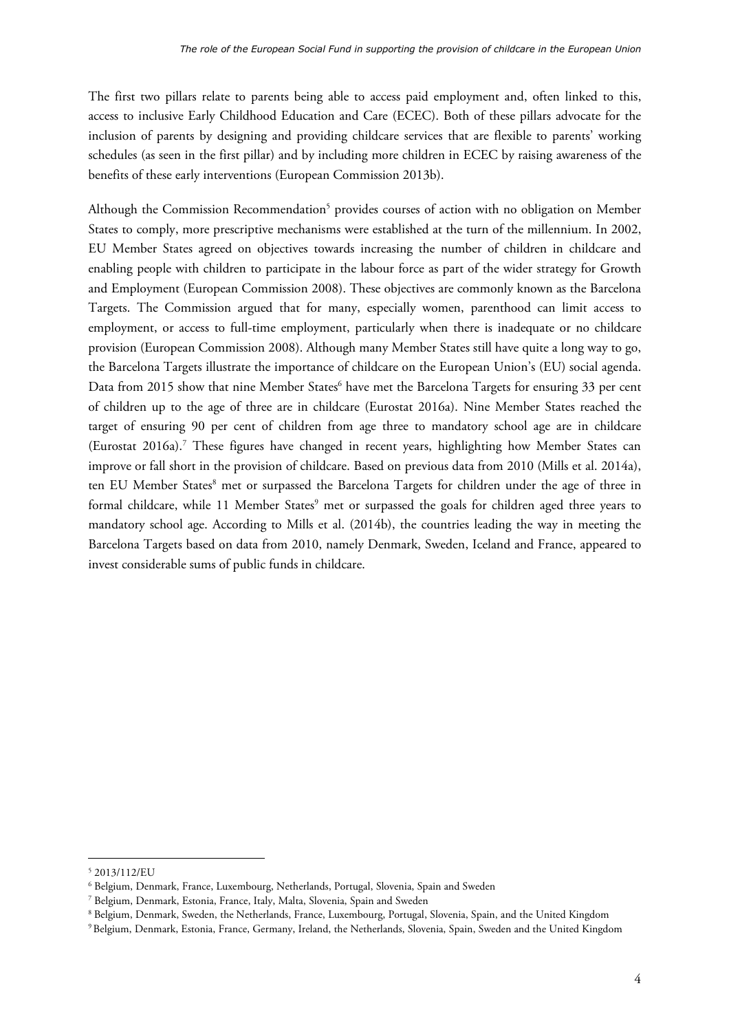The first two pillars relate to parents being able to access paid employment and, often linked to this, access to inclusive Early Childhood Education and Care (ECEC). Both of these pillars advocate for the inclusion of parents by designing and providing childcare services that are flexible to parents' working schedules (as seen in the first pillar) and by including more children in ECEC by raising awareness of the benefits of these early interventions (European Commission 2013b).

Although the Commission Recommendation[5] provides courses of action with no obligation on Member States to comply, more prescriptive mechanisms were established at the turn of the millennium. In 2002, EU Member States agreed on objectives towards increasing the number of children in childcare and enabling people with children to participate in the labour force as part of the wider strategy for Growth and Employment (European Commission 2008). These objectives are commonly known as the Barcelona Targets. The Commission argued that for many, especially women, parenthood can limit access to employment, or access to full-time employment, particularly when there is inadequate or no childcare provision (European Commission 2008). Although many Member States still have quite a long way to go, the Barcelona Targets illustrate the importance of childcare on the European Union's (EU) social agenda. Data from 2015 show that nine Member States[6] have met the Barcelona Targets for ensuring 33 per cent of children up to the age of three are in childcare (Eurostat 2016a). Nine Member States reached the target of ensuring 90 per cent of children from age three to mandatory school age are in childcare (Eurostat 2016a).[7] These figures have changed in recent years, highlighting how Member States can improve or fall short in the provision of childcare. Based on previous data from 2010 (Mills et al. 2014a), ten EU Member States[8] met or surpassed the Barcelona Targets for children under the age of three in formal childcare, while 11 Member States[9] met or surpassed the goals for children aged three years to mandatory school age. According to Mills et al. (2014b), the countries leading the way in meeting the Barcelona Targets based on data from 2010, namely Denmark, Sweden, Iceland and France, appeared to invest considerable sums of public funds in childcare.

---

[5] 2013/112/EU

[6] Belgium, Denmark, France, Luxembourg, Netherlands, Portugal, Slovenia, Spain and Sweden

[7] Belgium, Denmark, Estonia, France, Italy, Malta, Slovenia, Spain and Sweden

[8] Belgium, Denmark, Sweden, the Netherlands, France, Luxembourg, Portugal, Slovenia, Spain, and the United Kingdom

[9] Belgium, Denmark, Estonia, France, Germany, Ireland, the Netherlands, Slovenia, Spain, Sweden and the United Kingdom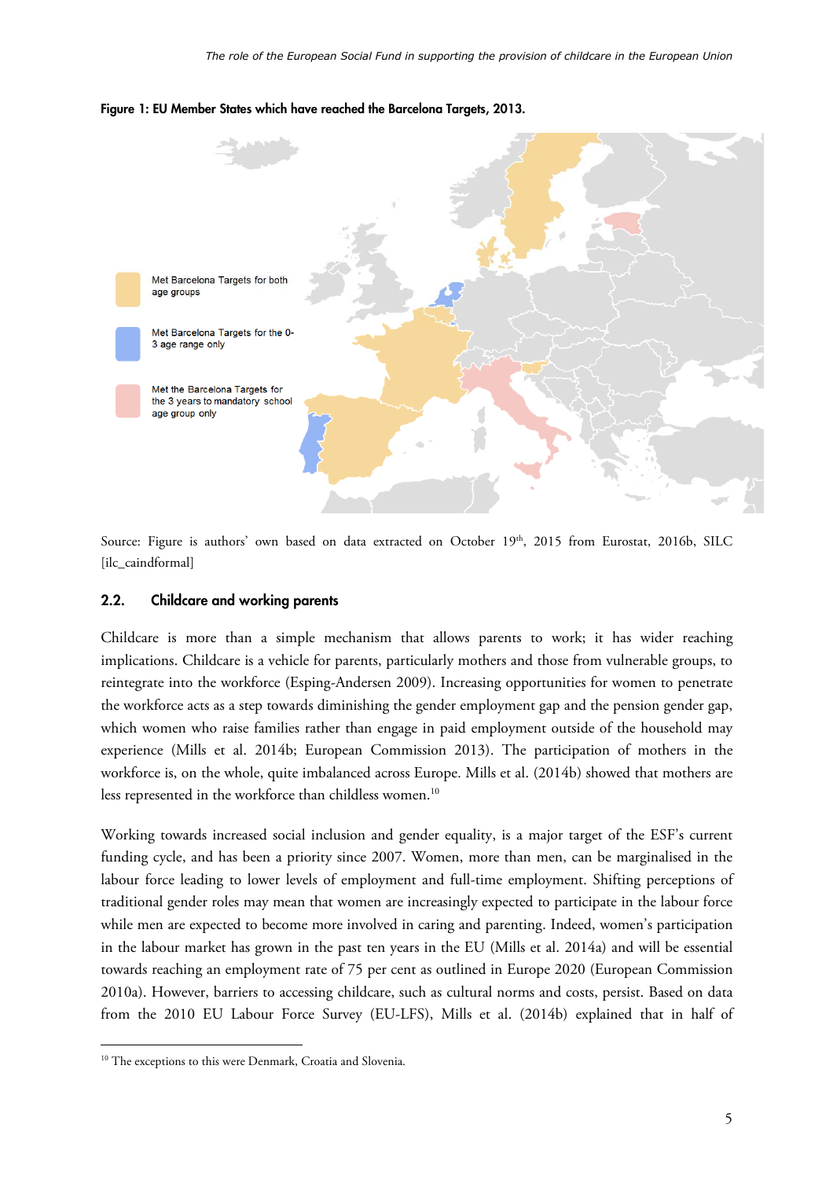**Figure 1: EU Member States which have reached the Barcelona Targets, 2013.**

Met Barcelona Targets for both age groups

Met Barcelona Targets for the 0-3 age range only

Met the Barcelona Targets for the 3 years to mandatory school age group only

Source: Figure is authors' own based on data extracted on October 19th, 2015 from Eurostat, 2016b, SILC [ilc_caindformal]

## 2.2. Childcare and working parents

Childcare is more than a simple mechanism that allows parents to work; it has wider reaching implications. Childcare is a vehicle for parents, particularly mothers and those from vulnerable groups, to reintegrate into the workforce (Esping-Andersen 2009). Increasing opportunities for women to penetrate the workforce acts as a step towards diminishing the gender employment gap and the pension gender gap, which women who raise families rather than engage in paid employment outside of the household may experience (Mills et al. 2014b; European Commission 2013). The participation of mothers in the workforce is, on the whole, quite imbalanced across Europe. Mills et al. (2014b) showed that mothers are less represented in the workforce than childless women.[10]

Working towards increased social inclusion and gender equality, is a major target of the ESF's current funding cycle, and has been a priority since 2007. Women, more than men, can be marginalised in the labour force leading to lower levels of employment and full-time employment. Shifting perceptions of traditional gender roles may mean that women are increasingly expected to participate in the labour force while men are expected to become more involved in caring and parenting. Indeed, women's participation in the labour market has grown in the past ten years in the EU (Mills et al. 2014a) and will be essential towards reaching an employment rate of 75 per cent as outlined in Europe 2020 (European Commission 2010a). However, barriers to accessing childcare, such as cultural norms and costs, persist. Based on data from the 2010 EU Labour Force Survey (EU-LFS), Mills et al. (2014b) explained that in half of

[10] The exceptions to this were Denmark, Croatia and Slovenia.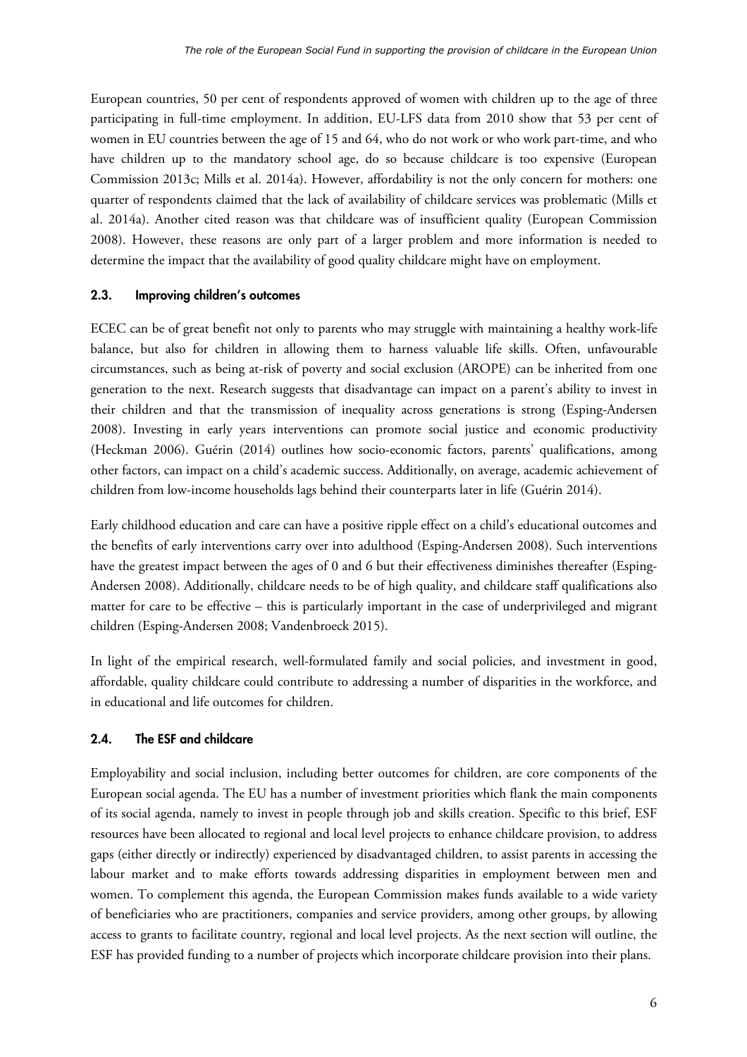European countries, 50 per cent of respondents approved of women with children up to the age of three participating in full-time employment. In addition, EU-LFS data from 2010 show that 53 per cent of women in EU countries between the age of 15 and 64, who do not work or who work part-time, and who have children up to the mandatory school age, do so because childcare is too expensive (European Commission 2013c; Mills et al. 2014a). However, affordability is not the only concern for mothers: one quarter of respondents claimed that the lack of availability of childcare services was problematic (Mills et al. 2014a). Another cited reason was that childcare was of insufficient quality (European Commission 2008). However, these reasons are only part of a larger problem and more information is needed to determine the impact that the availability of good quality childcare might have on employment.

### 2.3. Improving children's outcomes

ECEC can be of great benefit not only to parents who may struggle with maintaining a healthy work-life balance, but also for children in allowing them to harness valuable life skills. Often, unfavourable circumstances, such as being at-risk of poverty and social exclusion (AROPE) can be inherited from one generation to the next. Research suggests that disadvantage can impact on a parent's ability to invest in their children and that the transmission of inequality across generations is strong (Esping-Andersen 2008). Investing in early years interventions can promote social justice and economic productivity (Heckman 2006). Guérin (2014) outlines how socio-economic factors, parents' qualifications, among other factors, can impact on a child's academic success. Additionally, on average, academic achievement of children from low-income households lags behind their counterparts later in life (Guérin 2014).

Early childhood education and care can have a positive ripple effect on a child's educational outcomes and the benefits of early interventions carry over into adulthood (Esping-Andersen 2008). Such interventions have the greatest impact between the ages of 0 and 6 but their effectiveness diminishes thereafter (Esping-Andersen 2008). Additionally, childcare needs to be of high quality, and childcare staff qualifications also matter for care to be effective – this is particularly important in the case of underprivileged and migrant children (Esping-Andersen 2008; Vandenbroeck 2015).

In light of the empirical research, well-formulated family and social policies, and investment in good, affordable, quality childcare could contribute to addressing a number of disparities in the workforce, and in educational and life outcomes for children.

### 2.4. The ESF and childcare

Employability and social inclusion, including better outcomes for children, are core components of the European social agenda. The EU has a number of investment priorities which flank the main components of its social agenda, namely to invest in people through job and skills creation. Specific to this brief, ESF resources have been allocated to regional and local level projects to enhance childcare provision, to address gaps (either directly or indirectly) experienced by disadvantaged children, to assist parents in accessing the labour market and to make efforts towards addressing disparities in employment between men and women. To complement this agenda, the European Commission makes funds available to a wide variety of beneficiaries who are practitioners, companies and service providers, among other groups, by allowing access to grants to facilitate country, regional and local level projects. As the next section will outline, the ESF has provided funding to a number of projects which incorporate childcare provision into their plans.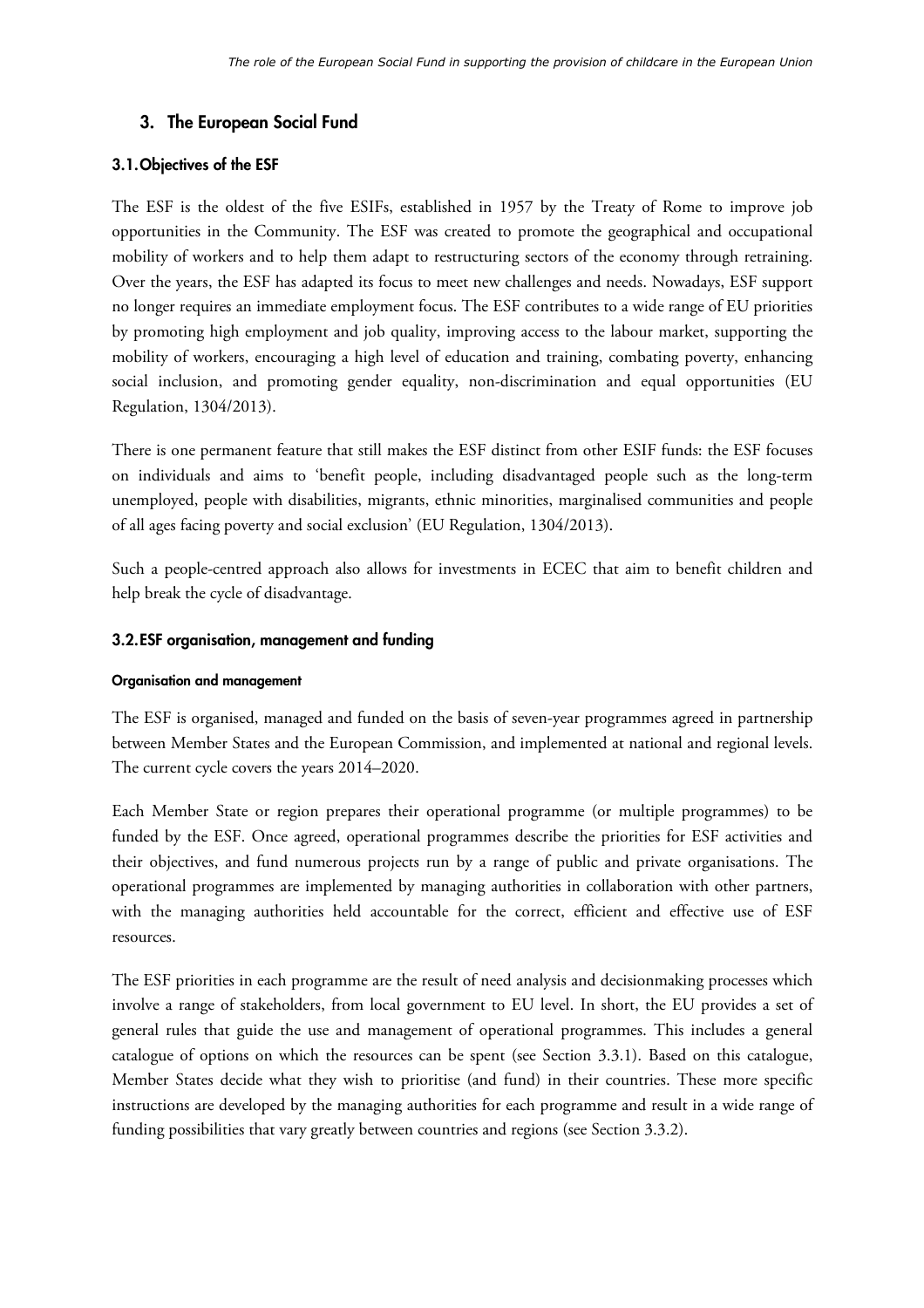## 3. The European Social Fund

### 3.1. Objectives of the ESF

The ESF is the oldest of the five ESIFs, established in 1957 by the Treaty of Rome to improve job opportunities in the Community. The ESF was created to promote the geographical and occupational mobility of workers and to help them adapt to restructuring sectors of the economy through retraining. Over the years, the ESF has adapted its focus to meet new challenges and needs. Nowadays, ESF support no longer requires an immediate employment focus. The ESF contributes to a wide range of EU priorities by promoting high employment and job quality, improving access to the labour market, supporting the mobility of workers, encouraging a high level of education and training, combating poverty, enhancing social inclusion, and promoting gender equality, non-discrimination and equal opportunities (EU Regulation, 1304/2013).

There is one permanent feature that still makes the ESF distinct from other ESIF funds: the ESF focuses on individuals and aims to 'benefit people, including disadvantaged people such as the long-term unemployed, people with disabilities, migrants, ethnic minorities, marginalised communities and people of all ages facing poverty and social exclusion' (EU Regulation, 1304/2013).

Such a people-centred approach also allows for investments in ECEC that aim to benefit children and help break the cycle of disadvantage.

### 3.2. ESF organisation, management and funding

#### Organisation and management

The ESF is organised, managed and funded on the basis of seven-year programmes agreed in partnership between Member States and the European Commission, and implemented at national and regional levels. The current cycle covers the years 2014–2020.

Each Member State or region prepares their operational programme (or multiple programmes) to be funded by the ESF. Once agreed, operational programmes describe the priorities for ESF activities and their objectives, and fund numerous projects run by a range of public and private organisations. The operational programmes are implemented by managing authorities in collaboration with other partners, with the managing authorities held accountable for the correct, efficient and effective use of ESF resources.

The ESF priorities in each programme are the result of need analysis and decisionmaking processes which involve a range of stakeholders, from local government to EU level. In short, the EU provides a set of general rules that guide the use and management of operational programmes. This includes a general catalogue of options on which the resources can be spent (see Section 3.3.1). Based on this catalogue, Member States decide what they wish to prioritise (and fund) in their countries. These more specific instructions are developed by the managing authorities for each programme and result in a wide range of funding possibilities that vary greatly between countries and regions (see Section 3.3.2).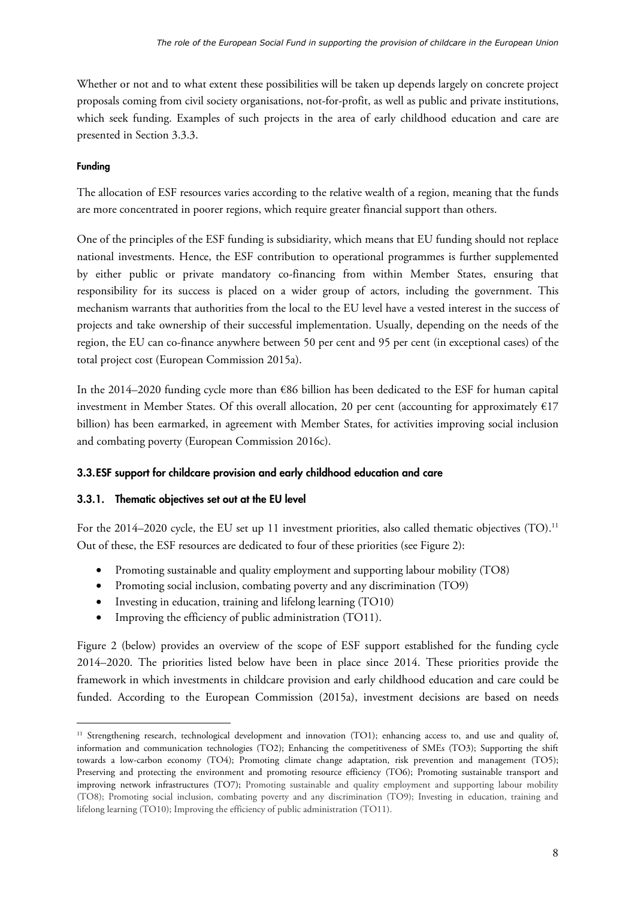Whether or not and to what extent these possibilities will be taken up depends largely on concrete project proposals coming from civil society organisations, not-for-profit, as well as public and private institutions, which seek funding. Examples of such projects in the area of early childhood education and care are presented in Section 3.3.3.

#### Funding

The allocation of ESF resources varies according to the relative wealth of a region, meaning that the funds are more concentrated in poorer regions, which require greater financial support than others.

One of the principles of the ESF funding is subsidiarity, which means that EU funding should not replace national investments. Hence, the ESF contribution to operational programmes is further supplemented by either public or private mandatory co-financing from within Member States, ensuring that responsibility for its success is placed on a wider group of actors, including the government. This mechanism warrants that authorities from the local to the EU level have a vested interest in the success of projects and take ownership of their successful implementation. Usually, depending on the needs of the region, the EU can co-finance anywhere between 50 per cent and 95 per cent (in exceptional cases) of the total project cost (European Commission 2015a).

In the 2014–2020 funding cycle more than €86 billion has been dedicated to the ESF for human capital investment in Member States. Of this overall allocation, 20 per cent (accounting for approximately €17 billion) has been earmarked, in agreement with Member States, for activities improving social inclusion and combating poverty (European Commission 2016c).

## 3.3. ESF support for childcare provision and early childhood education and care

### 3.3.1. Thematic objectives set out at the EU level

For the 2014–2020 cycle, the EU set up 11 investment priorities, also called thematic objectives (TO).[11] Out of these, the ESF resources are dedicated to four of these priorities (see Figure 2):

- Promoting sustainable and quality employment and supporting labour mobility (TO8)
- Promoting social inclusion, combating poverty and any discrimination (TO9)
- Investing in education, training and lifelong learning (TO10)
- Improving the efficiency of public administration (TO11).

Figure 2 (below) provides an overview of the scope of ESF support established for the funding cycle 2014–2020. The priorities listed below have been in place since 2014. These priorities provide the framework in which investments in childcare provision and early childhood education and care could be funded. According to the European Commission (2015a), investment decisions are based on needs

---

[11] Strengthening research, technological development and innovation (TO1); enhancing access to, and use and quality of, information and communication technologies (TO2); Enhancing the competitiveness of SMEs (TO3); Supporting the shift towards a low-carbon economy (TO4); Promoting climate change adaptation, risk prevention and management (TO5); Preserving and protecting the environment and promoting resource efficiency (TO6); Promoting sustainable transport and improving network infrastructures (TO7); Promoting sustainable and quality employment and supporting labour mobility (TO8); Promoting social inclusion, combating poverty and any discrimination (TO9); Investing in education, training and lifelong learning (TO10); Improving the efficiency of public administration (TO11).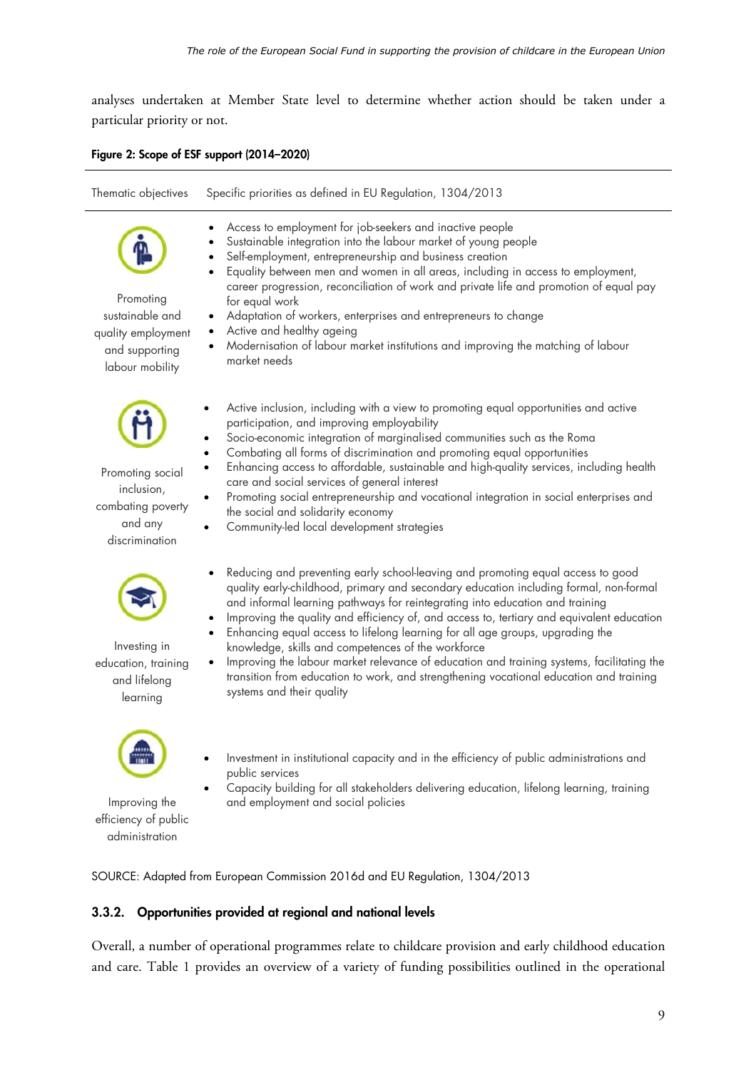analyses undertaken at Member State level to determine whether action should be taken under a particular priority or not.

**Figure 2: Scope of ESF support (2014–2020)**

| Thematic objectives | Specific priorities as defined in EU Regulation, 1304/2013 |
|---|---|
| Promoting sustainable and quality employment and supporting labour mobility | • Access to employment for job-seekers and inactive people<br>• Sustainable integration into the labour market of young people<br>• Self-employment, entrepreneurship and business creation<br>• Equality between men and women in all areas, including in access to employment, career progression, reconciliation of work and private life and promotion of equal pay for equal work<br>• Adaptation of workers, enterprises and entrepreneurs to change<br>• Active and healthy ageing<br>• Modernisation of labour market institutions and improving the matching of labour market needs |
| Promoting social inclusion, combating poverty and any discrimination | • Active inclusion, including with a view to promoting equal opportunities and active participation, and improving employability<br>• Socio-economic integration of marginalised communities such as the Roma<br>• Combating all forms of discrimination and promoting equal opportunities<br>• Enhancing access to affordable, sustainable and high-quality services, including health care and social services of general interest<br>• Promoting social entrepreneurship and vocational integration in social enterprises and the social and solidarity economy<br>• Community-led local development strategies |
| Investing in education, training and lifelong learning | • Reducing and preventing early school-leaving and promoting equal access to good quality early-childhood, primary and secondary education including formal, non-formal and informal learning pathways for reintegrating into education and training<br>• Improving the quality and efficiency of, and access to, tertiary and equivalent education<br>• Enhancing equal access to lifelong learning for all age groups, upgrading the knowledge, skills and competences of the workforce<br>• Improving the labour market relevance of education and training systems, facilitating the transition from education to work, and strengthening vocational education and training systems and their quality |
| Improving the efficiency of public administration | • Investment in institutional capacity and in the efficiency of public administrations and public services<br>• Capacity building for all stakeholders delivering education, lifelong learning, training and employment and social policies |

SOURCE: Adapted from European Commission 2016d and EU Regulation, 1304/2013

### 3.3.2. Opportunities provided at regional and national levels

Overall, a number of operational programmes relate to childcare provision and early childhood education and care. Table 1 provides an overview of a variety of funding possibilities outlined in the operational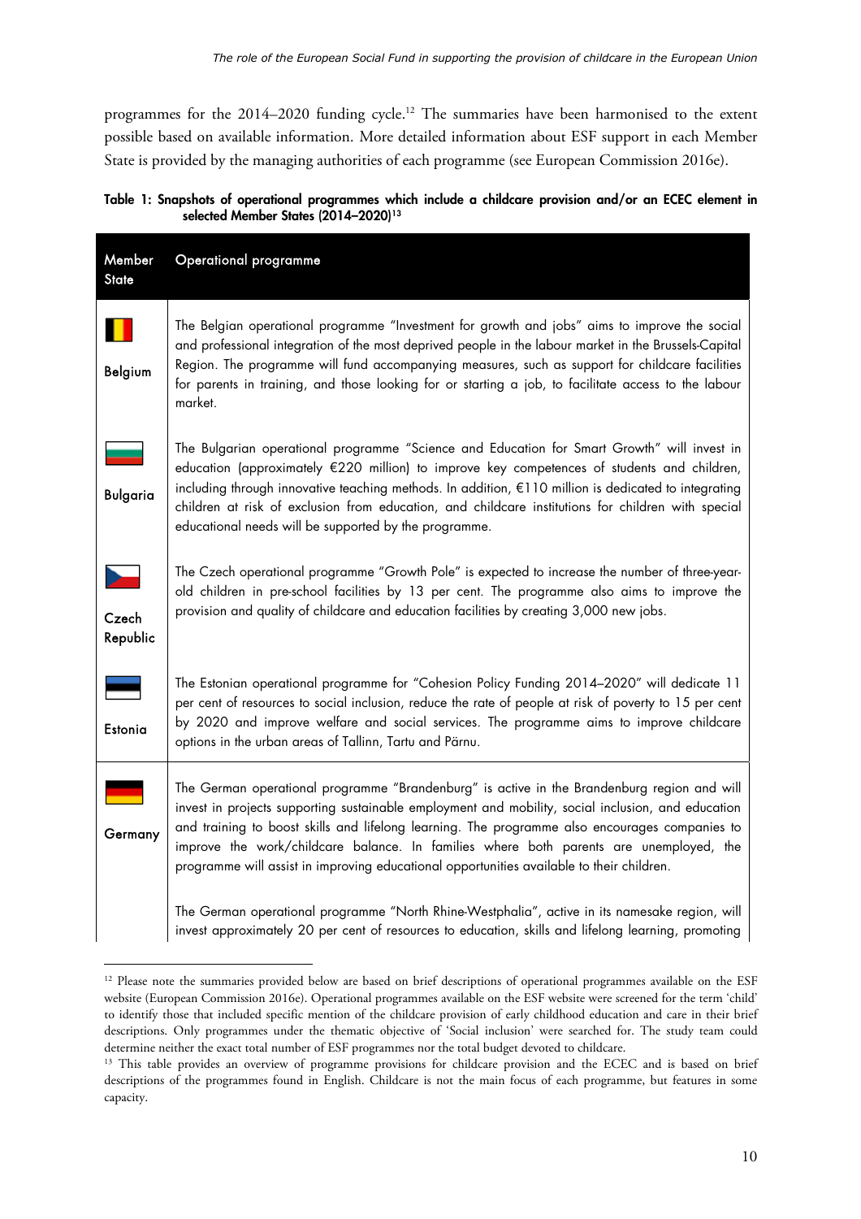programmes for the 2014–2020 funding cycle.[12] The summaries have been harmonised to the extent possible based on available information. More detailed information about ESF support in each Member State is provided by the managing authorities of each programme (see European Commission 2016e).

**Table 1: Snapshots of operational programmes which include a childcare provision and/or an ECEC element in selected Member States (2014–2020)[13]**

| Member State | Operational programme |
| --- | --- |
| Belgium | The Belgian operational programme "Investment for growth and jobs" aims to improve the social and professional integration of the most deprived people in the labour market in the Brussels-Capital Region. The programme will fund accompanying measures, such as support for childcare facilities for parents in training, and those looking for or starting a job, to facilitate access to the labour market. |
| Bulgaria | The Bulgarian operational programme "Science and Education for Smart Growth" will invest in education (approximately €220 million) to improve key competences of students and children, including through innovative teaching methods. In addition, €110 million is dedicated to integrating children at risk of exclusion from education, and childcare institutions for children with special educational needs will be supported by the programme. |
| Czech Republic | The Czech operational programme "Growth Pole" is expected to increase the number of three-year-old children in pre-school facilities by 13 per cent. The programme also aims to improve the provision and quality of childcare and education facilities by creating 3,000 new jobs. |
| Estonia | The Estonian operational programme for "Cohesion Policy Funding 2014–2020" will dedicate 11 per cent of resources to social inclusion, reduce the rate of people at risk of poverty to 15 per cent by 2020 and improve welfare and social services. The programme aims to improve childcare options in the urban areas of Tallinn, Tartu and Pärnu. |
| Germany | The German operational programme "Brandenburg" is active in the Brandenburg region and will invest in projects supporting sustainable employment and mobility, social inclusion, and education and training to boost skills and lifelong learning. The programme also encourages companies to improve the work/childcare balance. In families where both parents are unemployed, the programme will assist in improving educational opportunities available to their children.<br><br>The German operational programme "North Rhine-Westphalia", active in its namesake region, will invest approximately 20 per cent of resources to education, skills and lifelong learning, promoting |

[12] Please note the summaries provided below are based on brief descriptions of operational programmes available on the ESF website (European Commission 2016e). Operational programmes available on the ESF website were screened for the term 'child' to identify those that included specific mention of the childcare provision of early childhood education and care in their brief descriptions. Only programmes under the thematic objective of 'Social inclusion' were searched for. The study team could determine neither the exact total number of ESF programmes nor the total budget devoted to childcare.

[13] This table provides an overview of programme provisions for childcare provision and the ECEC and is based on brief descriptions of the programmes found in English. Childcare is not the main focus of each programme, but features in some capacity.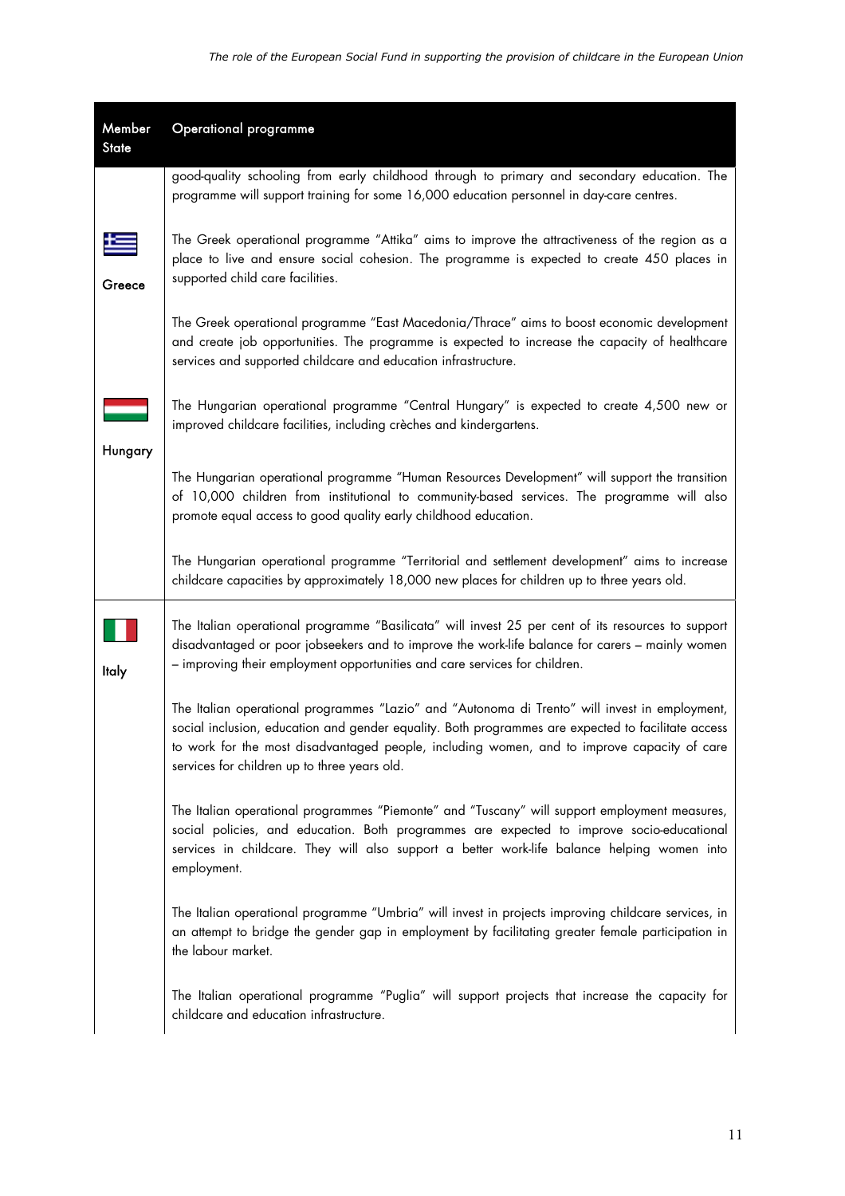| Member State | Operational programme |
| --- | --- |
| | good-quality schooling from early childhood through to primary and secondary education. The programme will support training for some 16,000 education personnel in day-care centres. |
| Greece | The Greek operational programme "Attika" aims to improve the attractiveness of the region as a place to live and ensure social cohesion. The programme is expected to create 450 places in supported child care facilities. |
| | The Greek operational programme "East Macedonia/Thrace" aims to boost economic development and create job opportunities. The programme is expected to increase the capacity of healthcare services and supported childcare and education infrastructure. |
| Hungary | The Hungarian operational programme "Central Hungary" is expected to create 4,500 new or improved childcare facilities, including crèches and kindergartens. |
| | The Hungarian operational programme "Human Resources Development" will support the transition of 10,000 children from institutional to community-based services. The programme will also promote equal access to good quality early childhood education. |
| | The Hungarian operational programme "Territorial and settlement development" aims to increase childcare capacities by approximately 18,000 new places for children up to three years old. |
| Italy | The Italian operational programme "Basilicata" will invest 25 per cent of its resources to support disadvantaged or poor jobseekers and to improve the work-life balance for carers – mainly women – improving their employment opportunities and care services for children. |
| | The Italian operational programmes "Lazio" and "Autonoma di Trento" will invest in employment, social inclusion, education and gender equality. Both programmes are expected to facilitate access to work for the most disadvantaged people, including women, and to improve capacity of care services for children up to three years old. |
| | The Italian operational programmes "Piemonte" and "Tuscany" will support employment measures, social policies, and education. Both programmes are expected to improve socio-educational services in childcare. They will also support a better work-life balance helping women into employment. |
| | The Italian operational programme "Umbria" will invest in projects improving childcare services, in an attempt to bridge the gender gap in employment by facilitating greater female participation in the labour market. |
| | The Italian operational programme "Puglia" will support projects that increase the capacity for childcare and education infrastructure. |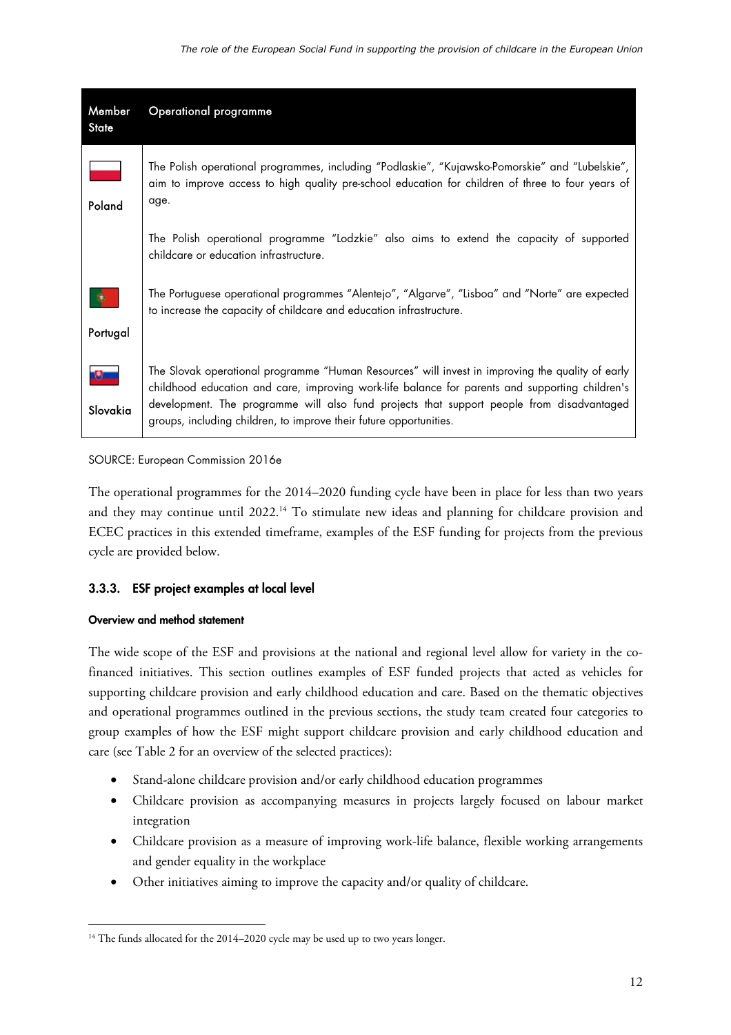| Member State | Operational programme |
|---|---|
| Poland | The Polish operational programmes, including "Podlaskie", "Kujawsko-Pomorskie" and "Lubelskie", aim to improve access to high quality pre-school education for children of three to four years of age.<br><br>The Polish operational programme "Lodzkie" also aims to extend the capacity of supported childcare or education infrastructure. |
| Portugal | The Portuguese operational programmes "Alentejo", "Algarve", "Lisboa" and "Norte" are expected to increase the capacity of childcare and education infrastructure. |
| Slovakia | The Slovak operational programme "Human Resources" will invest in improving the quality of early childhood education and care, improving work-life balance for parents and supporting children's development. The programme will also fund projects that support people from disadvantaged groups, including children, to improve their future opportunities. |

SOURCE: European Commission 2016e

The operational programmes for the 2014–2020 funding cycle have been in place for less than two years and they may continue until 2022.[14] To stimulate new ideas and planning for childcare provision and ECEC practices in this extended timeframe, examples of the ESF funding for projects from the previous cycle are provided below.

### 3.3.3. ESF project examples at local level

#### Overview and method statement

The wide scope of the ESF and provisions at the national and regional level allow for variety in the co-financed initiatives. This section outlines examples of ESF funded projects that acted as vehicles for supporting childcare provision and early childhood education and care. Based on the thematic objectives and operational programmes outlined in the previous sections, the study team created four categories to group examples of how the ESF might support childcare provision and early childhood education and care (see Table 2 for an overview of the selected practices):

- Stand-alone childcare provision and/or early childhood education programmes
- Childcare provision as accompanying measures in projects largely focused on labour market integration
- Childcare provision as a measure of improving work-life balance, flexible working arrangements and gender equality in the workplace
- Other initiatives aiming to improve the capacity and/or quality of childcare.

[14] The funds allocated for the 2014–2020 cycle may be used up to two years longer.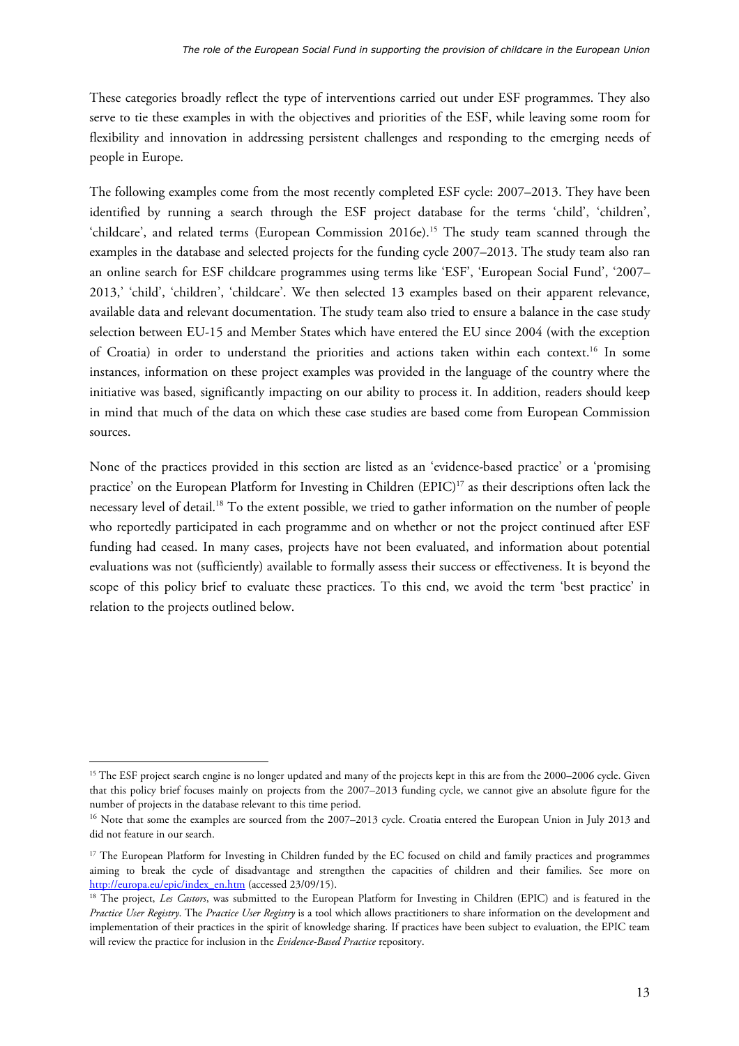These categories broadly reflect the type of interventions carried out under ESF programmes. They also serve to tie these examples in with the objectives and priorities of the ESF, while leaving some room for flexibility and innovation in addressing persistent challenges and responding to the emerging needs of people in Europe.

The following examples come from the most recently completed ESF cycle: 2007–2013. They have been identified by running a search through the ESF project database for the terms 'child', 'children', 'childcare', and related terms (European Commission 2016e).[15] The study team scanned through the examples in the database and selected projects for the funding cycle 2007–2013. The study team also ran an online search for ESF childcare programmes using terms like 'ESF', 'European Social Fund', '2007–2013,' 'child', 'children', 'childcare'. We then selected 13 examples based on their apparent relevance, available data and relevant documentation. The study team also tried to ensure a balance in the case study selection between EU-15 and Member States which have entered the EU since 2004 (with the exception of Croatia) in order to understand the priorities and actions taken within each context.[16] In some instances, information on these project examples was provided in the language of the country where the initiative was based, significantly impacting on our ability to process it. In addition, readers should keep in mind that much of the data on which these case studies are based come from European Commission sources.

None of the practices provided in this section are listed as an 'evidence-based practice' or a 'promising practice' on the European Platform for Investing in Children (EPIC)[17] as their descriptions often lack the necessary level of detail.[18] To the extent possible, we tried to gather information on the number of people who reportedly participated in each programme and on whether or not the project continued after ESF funding had ceased. In many cases, projects have not been evaluated, and information about potential evaluations was not (sufficiently) available to formally assess their success or effectiveness. It is beyond the scope of this policy brief to evaluate these practices. To this end, we avoid the term 'best practice' in relation to the projects outlined below.

---

[15] The ESF project search engine is no longer updated and many of the projects kept in this are from the 2000–2006 cycle. Given that this policy brief focuses mainly on projects from the 2007–2013 funding cycle, we cannot give an absolute figure for the number of projects in the database relevant to this time period.

[16] Note that some the examples are sourced from the 2007–2013 cycle. Croatia entered the European Union in July 2013 and did not feature in our search.

[17] The European Platform for Investing in Children funded by the EC focused on child and family practices and programmes aiming to break the cycle of disadvantage and strengthen the capacities of children and their families. See more on http://europa.eu/epic/index_en.htm (accessed 23/09/15).

[18] The project, *Les Castors*, was submitted to the European Platform for Investing in Children (EPIC) and is featured in the *Practice User Registry*. The *Practice User Registry* is a tool which allows practitioners to share information on the development and implementation of their practices in the spirit of knowledge sharing. If practices have been subject to evaluation, the EPIC team will review the practice for inclusion in the *Evidence-Based Practice* repository.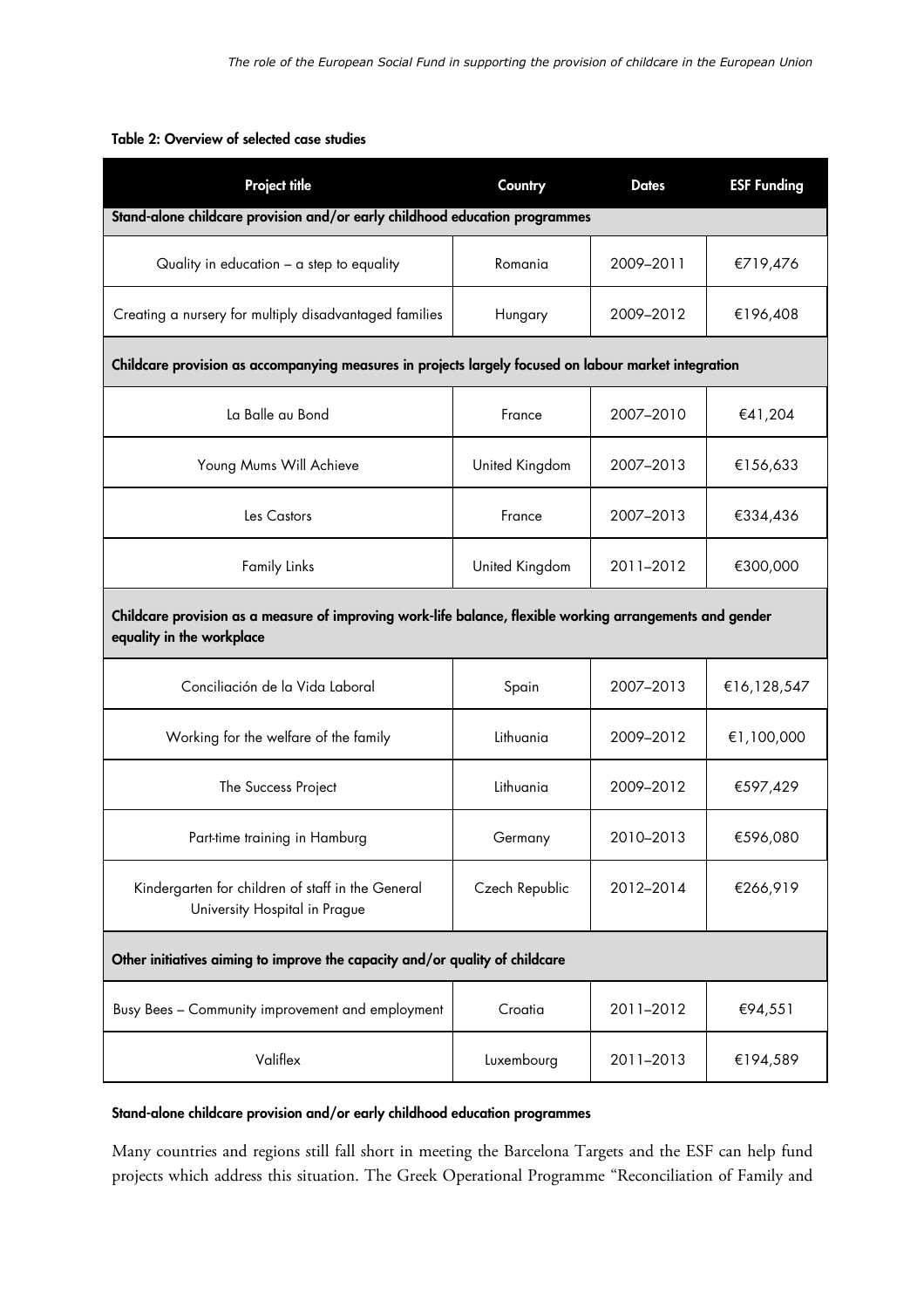**Table 2: Overview of selected case studies**

| Project title | Country | Dates | ESF Funding |
|---|---|---|---|
| **Stand-alone childcare provision and/or early childhood education programmes** | | | |
| Quality in education – a step to equality | Romania | 2009–2011 | €719,476 |
| Creating a nursery for multiply disadvantaged families | Hungary | 2009–2012 | €196,408 |
| **Childcare provision as accompanying measures in projects largely focused on labour market integration** | | | |
| La Balle au Bond | France | 2007–2010 | €41,204 |
| Young Mums Will Achieve | United Kingdom | 2007–2013 | €156,633 |
| Les Castors | France | 2007–2013 | €334,436 |
| Family Links | United Kingdom | 2011–2012 | €300,000 |
| **Childcare provision as a measure of improving work-life balance, flexible working arrangements and gender equality in the workplace** | | | |
| Conciliación de la Vida Laboral | Spain | 2007–2013 | €16,128,547 |
| Working for the welfare of the family | Lithuania | 2009–2012 | €1,100,000 |
| The Success Project | Lithuania | 2009–2012 | €597,429 |
| Part-time training in Hamburg | Germany | 2010–2013 | €596,080 |
| Kindergarten for children of staff in the General University Hospital in Prague | Czech Republic | 2012–2014 | €266,919 |
| **Other initiatives aiming to improve the capacity and/or quality of childcare** | | | |
| Busy Bees – Community improvement and employment | Croatia | 2011–2012 | €94,551 |
| Valiflex | Luxembourg | 2011–2013 | €194,589 |

#### Stand-alone childcare provision and/or early childhood education programmes

Many countries and regions still fall short in meeting the Barcelona Targets and the ESF can help fund projects which address this situation. The Greek Operational Programme "Reconciliation of Family and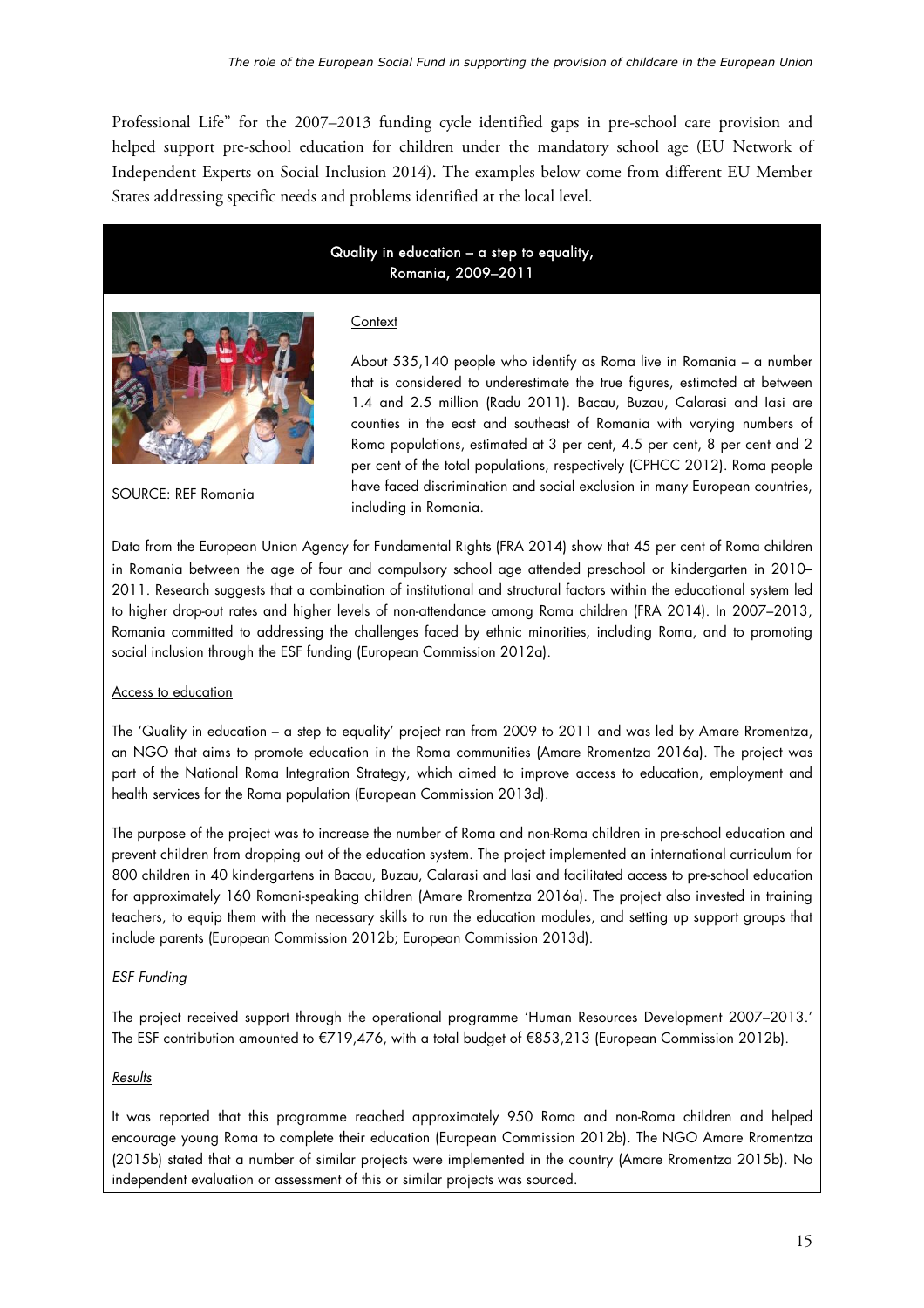Professional Life" for the 2007–2013 funding cycle identified gaps in pre-school care provision and helped support pre-school education for children under the mandatory school age (EU Network of Independent Experts on Social Inclusion 2014). The examples below come from different EU Member States addressing specific needs and problems identified at the local level.

### Quality in education – a step to equality, Romania, 2009–2011

SOURCE: REF Romania

Context

About 535,140 people who identify as Roma live in Romania – a number that is considered to underestimate the true figures, estimated at between 1.4 and 2.5 million (Radu 2011). Bacau, Buzau, Calarasi and Iasi are counties in the east and southeast of Romania with varying numbers of Roma populations, estimated at 3 per cent, 4.5 per cent, 8 per cent and 2 per cent of the total populations, respectively (CPHCC 2012). Roma people have faced discrimination and social exclusion in many European countries, including in Romania.

Data from the European Union Agency for Fundamental Rights (FRA 2014) show that 45 per cent of Roma children in Romania between the age of four and compulsory school age attended preschool or kindergarten in 2010–2011. Research suggests that a combination of institutional and structural factors within the educational system led to higher drop-out rates and higher levels of non-attendance among Roma children (FRA 2014). In 2007–2013, Romania committed to addressing the challenges faced by ethnic minorities, including Roma, and to promoting social inclusion through the ESF funding (European Commission 2012a).

Access to education

The 'Quality in education – a step to equality' project ran from 2009 to 2011 and was led by Amare Rromentza, an NGO that aims to promote education in the Roma communities (Amare Rromentza 2016a). The project was part of the National Roma Integration Strategy, which aimed to improve access to education, employment and health services for the Roma population (European Commission 2013d).

The purpose of the project was to increase the number of Roma and non-Roma children in pre-school education and prevent children from dropping out of the education system. The project implemented an international curriculum for 800 children in 40 kindergartens in Bacau, Buzau, Calarasi and Iasi and facilitated access to pre-school education for approximately 160 Romani-speaking children (Amare Rromentza 2016a). The project also invested in training teachers, to equip them with the necessary skills to run the education modules, and setting up support groups that include parents (European Commission 2012b; European Commission 2013d).

*ESF Funding*

The project received support through the operational programme 'Human Resources Development 2007–2013.' The ESF contribution amounted to €719,476, with a total budget of €853,213 (European Commission 2012b).

*Results*

It was reported that this programme reached approximately 950 Roma and non-Roma children and helped encourage young Roma to complete their education (European Commission 2012b). The NGO Amare Rromentza (2015b) stated that a number of similar projects were implemented in the country (Amare Rromentza 2015b). No independent evaluation or assessment of this or similar projects was sourced.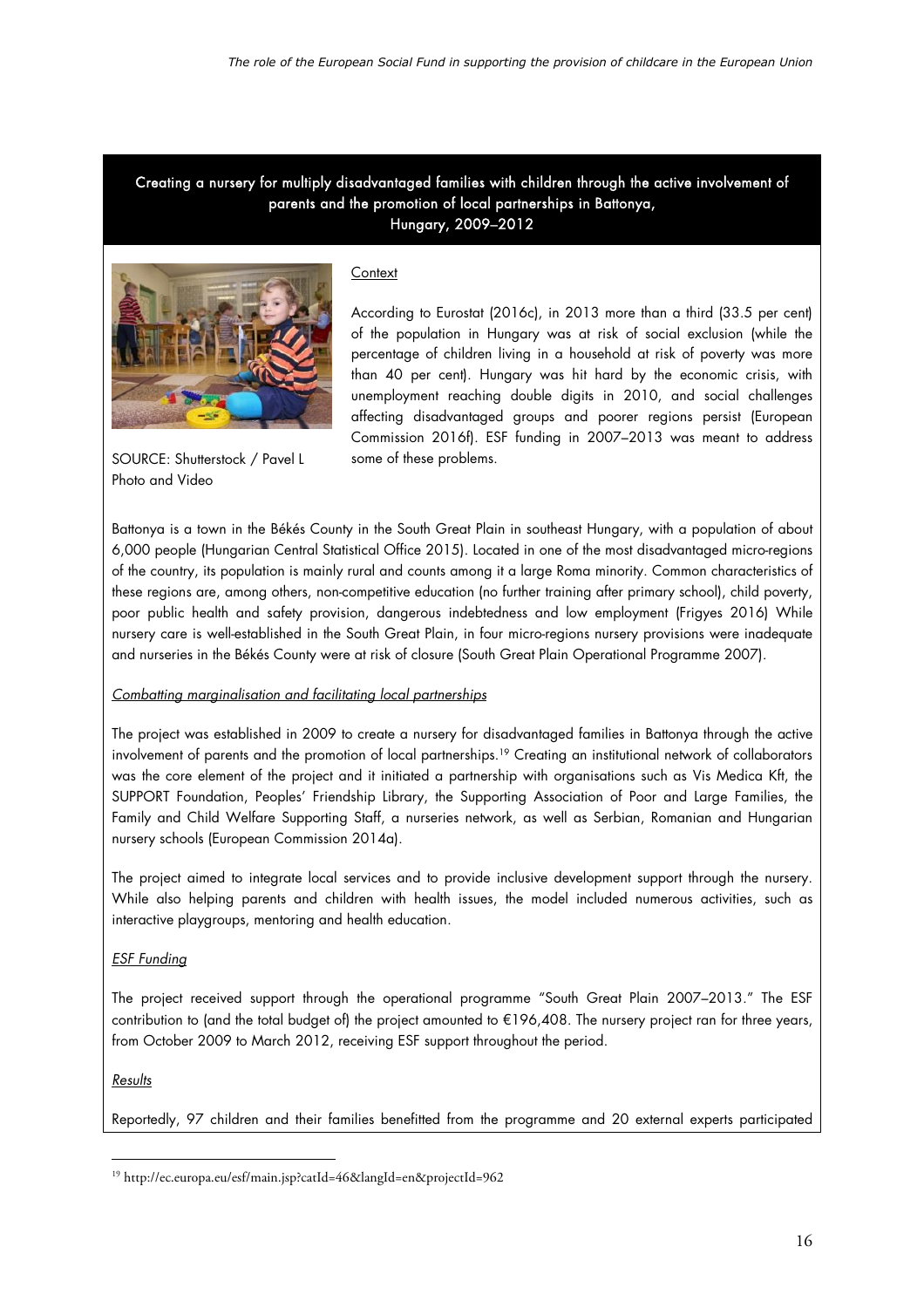## Creating a nursery for multiply disadvantaged families with children through the active involvement of parents and the promotion of local partnerships in Battonya, Hungary, 2009–2012

SOURCE: Shutterstock / Pavel L Photo and Video

Context

According to Eurostat (2016c), in 2013 more than a third (33.5 per cent) of the population in Hungary was at risk of social exclusion (while the percentage of children living in a household at risk of poverty was more than 40 per cent). Hungary was hit hard by the economic crisis, with unemployment reaching double digits in 2010, and social challenges affecting disadvantaged groups and poorer regions persist (European Commission 2016f). ESF funding in 2007–2013 was meant to address some of these problems.

Battonya is a town in the Békés County in the South Great Plain in southeast Hungary, with a population of about 6,000 people (Hungarian Central Statistical Office 2015). Located in one of the most disadvantaged micro-regions of the country, its population is mainly rural and counts among it a large Roma minority. Common characteristics of these regions are, among others, non-competitive education (no further training after primary school), child poverty, poor public health and safety provision, dangerous indebtedness and low employment (Frigyes 2016) While nursery care is well-established in the South Great Plain, in four micro-regions nursery provisions were inadequate and nurseries in the Békés County were at risk of closure (South Great Plain Operational Programme 2007).

*Combatting marginalisation and facilitating local partnerships*

The project was established in 2009 to create a nursery for disadvantaged families in Battonya through the active involvement of parents and the promotion of local partnerships.[19] Creating an institutional network of collaborators was the core element of the project and it initiated a partnership with organisations such as Vis Medica Kft, the SUPPORT Foundation, Peoples' Friendship Library, the Supporting Association of Poor and Large Families, the Family and Child Welfare Supporting Staff, a nurseries network, as well as Serbian, Romanian and Hungarian nursery schools (European Commission 2014a).

The project aimed to integrate local services and to provide inclusive development support through the nursery. While also helping parents and children with health issues, the model included numerous activities, such as interactive playgroups, mentoring and health education.

*ESF Funding*

The project received support through the operational programme "South Great Plain 2007–2013." The ESF contribution to (and the total budget of) the project amounted to €196,408. The nursery project ran for three years, from October 2009 to March 2012, receiving ESF support throughout the period.

*Results*

Reportedly, 97 children and their families benefitted from the programme and 20 external experts participated

[19] http://ec.europa.eu/esf/main.jsp?catId=46&langId=en&projectId=962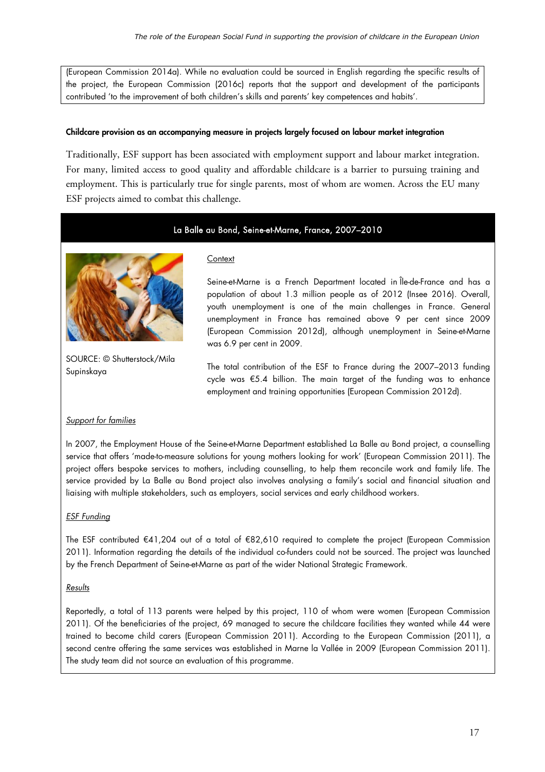(European Commission 2014a). While no evaluation could be sourced in English regarding the specific results of the project, the European Commission (2016c) reports that the support and development of the participants contributed 'to the improvement of both children's skills and parents' key competences and habits'.

#### Childcare provision as an accompanying measure in projects largely focused on labour market integration

Traditionally, ESF support has been associated with employment support and labour market integration. For many, limited access to good quality and affordable childcare is a barrier to pursuing training and employment. This is particularly true for single parents, most of whom are women. Across the EU many ESF projects aimed to combat this challenge.

### La Balle au Bond, Seine-et-Marne, France, 2007–2010

SOURCE: © Shutterstock/Mila Supinskaya

*Context*

Seine-et-Marne is a French Department located in Île-de-France and has a population of about 1.3 million people as of 2012 (Insee 2016). Overall, youth unemployment is one of the main challenges in France. General unemployment in France has remained above 9 per cent since 2009 (European Commission 2012d), although unemployment in Seine-et-Marne was 6.9 per cent in 2009.

The total contribution of the ESF to France during the 2007–2013 funding cycle was €5.4 billion. The main target of the funding was to enhance employment and training opportunities (European Commission 2012d).

*Support for families*

In 2007, the Employment House of the Seine-et-Marne Department established La Balle au Bond project, a counselling service that offers 'made-to-measure solutions for young mothers looking for work' (European Commission 2011). The project offers bespoke services to mothers, including counselling, to help them reconcile work and family life. The service provided by La Balle au Bond project also involves analysing a family's social and financial situation and liaising with multiple stakeholders, such as employers, social services and early childhood workers.

*ESF Funding*

The ESF contributed €41,204 out of a total of €82,610 required to complete the project (European Commission 2011). Information regarding the details of the individual co-funders could not be sourced. The project was launched by the French Department of Seine-et-Marne as part of the wider National Strategic Framework.

*Results*

Reportedly, a total of 113 parents were helped by this project, 110 of whom were women (European Commission 2011). Of the beneficiaries of the project, 69 managed to secure the childcare facilities they wanted while 44 were trained to become child carers (European Commission 2011). According to the European Commission (2011), a second centre offering the same services was established in Marne la Vallée in 2009 (European Commission 2011). The study team did not source an evaluation of this programme.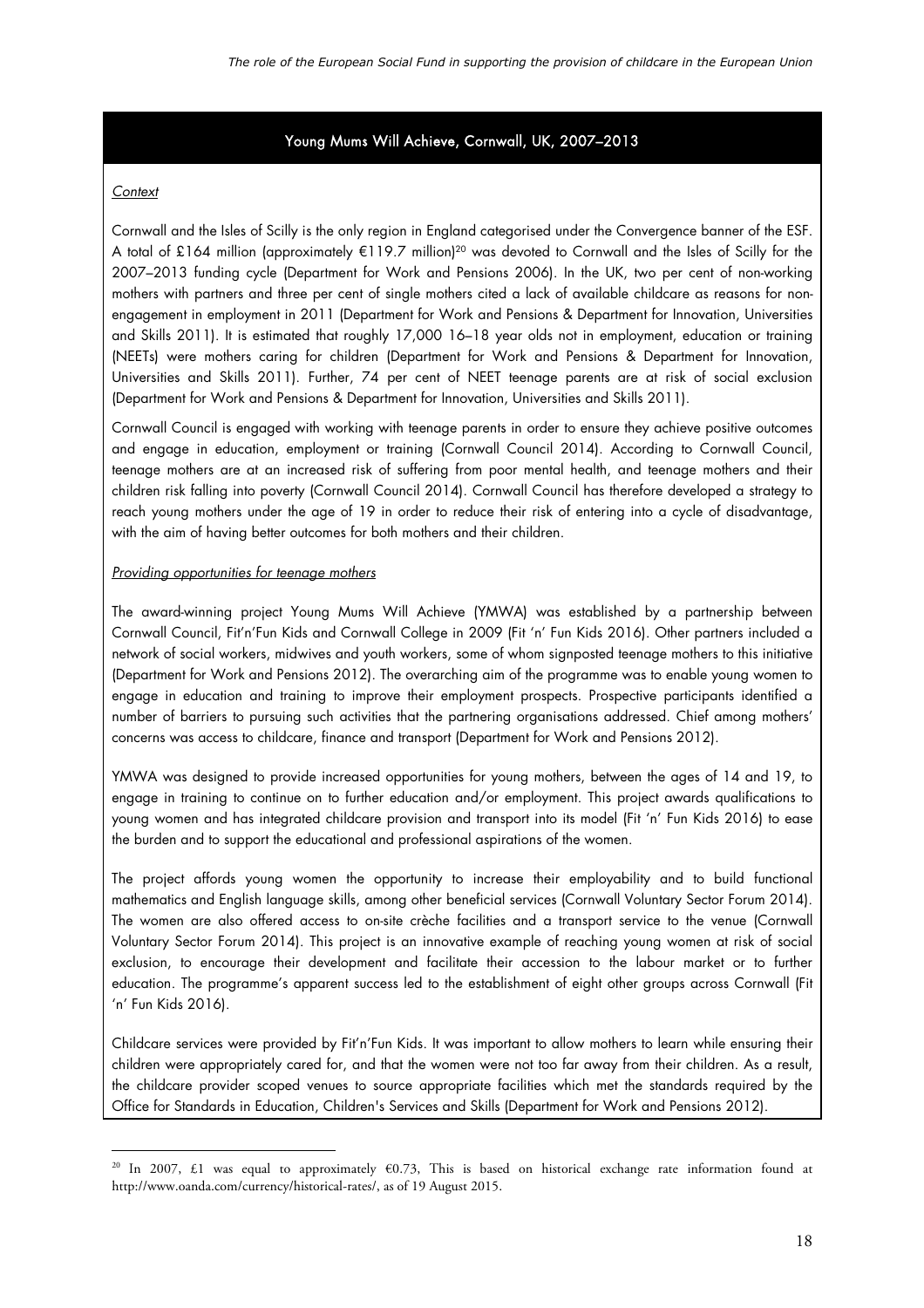## Young Mums Will Achieve, Cornwall, UK, 2007–2013

*Context*

Cornwall and the Isles of Scilly is the only region in England categorised under the Convergence banner of the ESF. A total of £164 million (approximately €119.7 million)[20] was devoted to Cornwall and the Isles of Scilly for the 2007–2013 funding cycle (Department for Work and Pensions 2006). In the UK, two per cent of non-working mothers with partners and three per cent of single mothers cited a lack of available childcare as reasons for non-engagement in employment in 2011 (Department for Work and Pensions & Department for Innovation, Universities and Skills 2011). It is estimated that roughly 17,000 16–18 year olds not in employment, education or training (NEETs) were mothers caring for children (Department for Work and Pensions & Department for Innovation, Universities and Skills 2011). Further, 74 per cent of NEET teenage parents are at risk of social exclusion (Department for Work and Pensions & Department for Innovation, Universities and Skills 2011).

Cornwall Council is engaged with working with teenage parents in order to ensure they achieve positive outcomes and engage in education, employment or training (Cornwall Council 2014). According to Cornwall Council, teenage mothers are at an increased risk of suffering from poor mental health, and teenage mothers and their children risk falling into poverty (Cornwall Council 2014). Cornwall Council has therefore developed a strategy to reach young mothers under the age of 19 in order to reduce their risk of entering into a cycle of disadvantage, with the aim of having better outcomes for both mothers and their children.

*Providing opportunities for teenage mothers*

The award-winning project Young Mums Will Achieve (YMWA) was established by a partnership between Cornwall Council, Fit'n'Fun Kids and Cornwall College in 2009 (Fit 'n' Fun Kids 2016). Other partners included a network of social workers, midwives and youth workers, some of whom signposted teenage mothers to this initiative (Department for Work and Pensions 2012). The overarching aim of the programme was to enable young women to engage in education and training to improve their employment prospects. Prospective participants identified a number of barriers to pursuing such activities that the partnering organisations addressed. Chief among mothers' concerns was access to childcare, finance and transport (Department for Work and Pensions 2012).

YMWA was designed to provide increased opportunities for young mothers, between the ages of 14 and 19, to engage in training to continue on to further education and/or employment. This project awards qualifications to young women and has integrated childcare provision and transport into its model (Fit 'n' Fun Kids 2016) to ease the burden and to support the educational and professional aspirations of the women.

The project affords young women the opportunity to increase their employability and to build functional mathematics and English language skills, among other beneficial services (Cornwall Voluntary Sector Forum 2014). The women are also offered access to on-site crèche facilities and a transport service to the venue (Cornwall Voluntary Sector Forum 2014). This project is an innovative example of reaching young women at risk of social exclusion, to encourage their development and facilitate their accession to the labour market or to further education. The programme's apparent success led to the establishment of eight other groups across Cornwall (Fit 'n' Fun Kids 2016).

Childcare services were provided by Fit'n'Fun Kids. It was important to allow mothers to learn while ensuring their children were appropriately cared for, and that the women were not too far away from their children. As a result, the childcare provider scoped venues to source appropriate facilities which met the standards required by the Office for Standards in Education, Children's Services and Skills (Department for Work and Pensions 2012).

[20] In 2007, £1 was equal to approximately €0.73, This is based on historical exchange rate information found at http://www.oanda.com/currency/historical-rates/, as of 19 August 2015.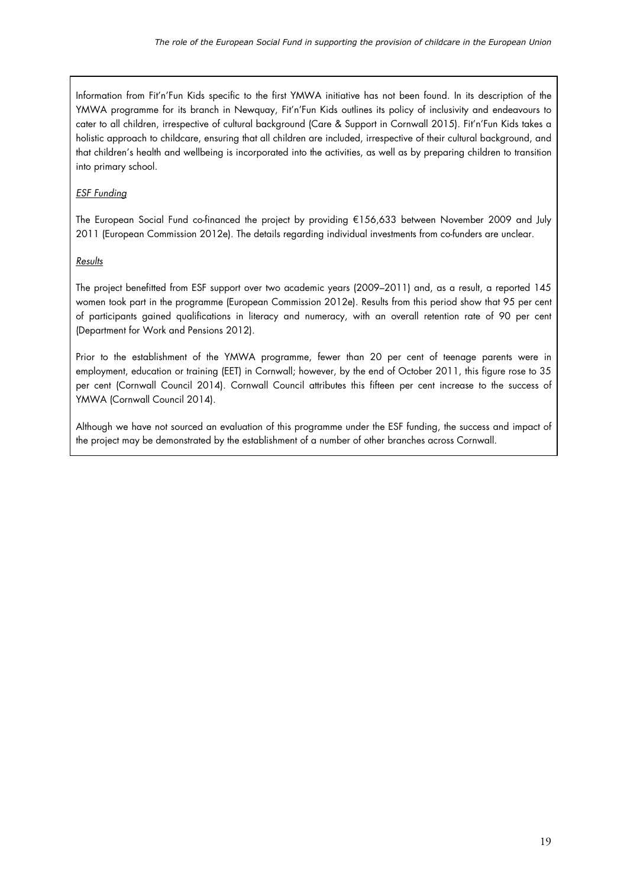Information from Fit'n'Fun Kids specific to the first YMWA initiative has not been found. In its description of the YMWA programme for its branch in Newquay, Fit'n'Fun Kids outlines its policy of inclusivity and endeavours to cater to all children, irrespective of cultural background (Care & Support in Cornwall 2015). Fit'n'Fun Kids takes a holistic approach to childcare, ensuring that all children are included, irrespective of their cultural background, and that children's health and wellbeing is incorporated into the activities, as well as by preparing children to transition into primary school.

*ESF Funding*

The European Social Fund co-financed the project by providing €156,633 between November 2009 and July 2011 (European Commission 2012e). The details regarding individual investments from co-funders are unclear.

*Results*

The project benefitted from ESF support over two academic years (2009–2011) and, as a result, a reported 145 women took part in the programme (European Commission 2012e). Results from this period show that 95 per cent of participants gained qualifications in literacy and numeracy, with an overall retention rate of 90 per cent (Department for Work and Pensions 2012).

Prior to the establishment of the YMWA programme, fewer than 20 per cent of teenage parents were in employment, education or training (EET) in Cornwall; however, by the end of October 2011, this figure rose to 35 per cent (Cornwall Council 2014). Cornwall Council attributes this fifteen per cent increase to the success of YMWA (Cornwall Council 2014).

Although we have not sourced an evaluation of this programme under the ESF funding, the success and impact of the project may be demonstrated by the establishment of a number of other branches across Cornwall.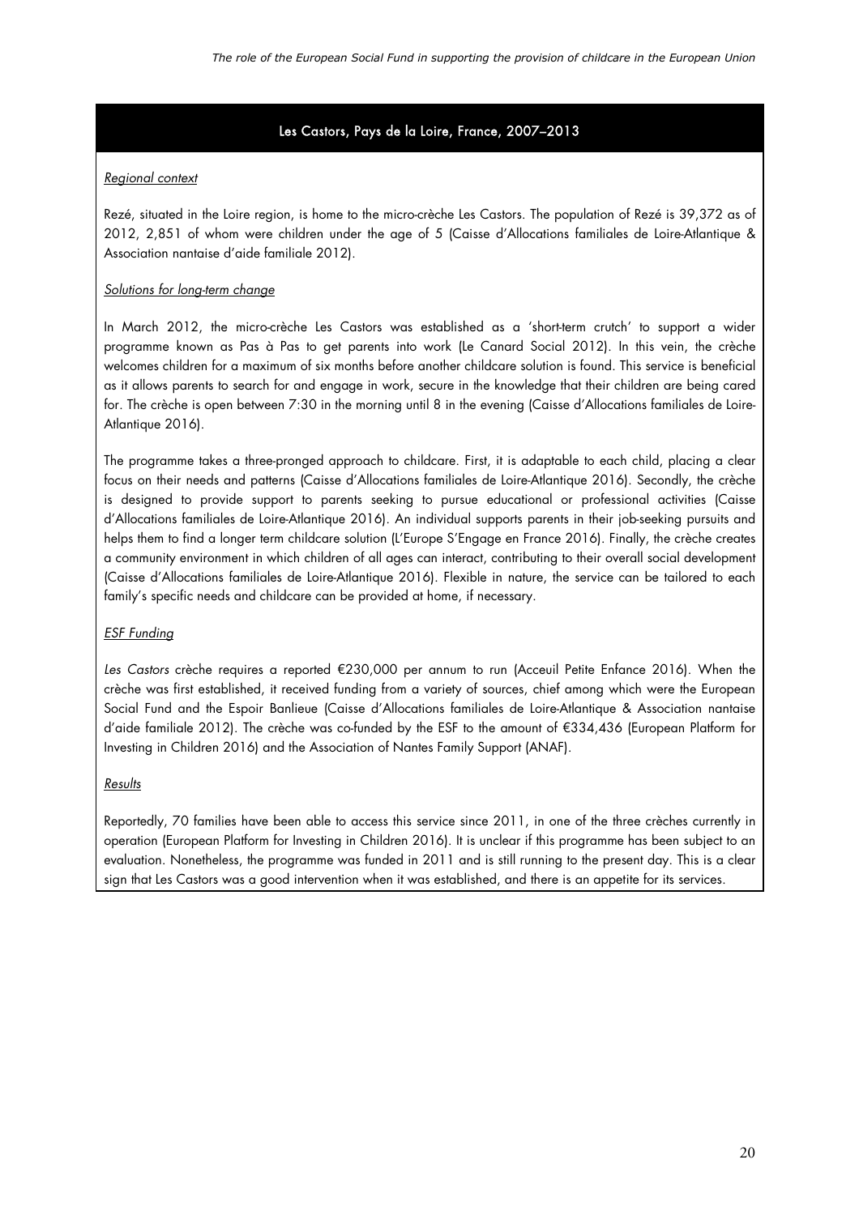## Les Castors, Pays de la Loire, France, 2007–2013

*Regional context*

Rezé, situated in the Loire region, is home to the micro-crèche Les Castors. The population of Rezé is 39,372 as of 2012, 2,851 of whom were children under the age of 5 (Caisse d'Allocations familiales de Loire-Atlantique & Association nantaise d'aide familiale 2012).

*Solutions for long-term change*

In March 2012, the micro-crèche Les Castors was established as a 'short-term crutch' to support a wider programme known as Pas à Pas to get parents into work (Le Canard Social 2012). In this vein, the crèche welcomes children for a maximum of six months before another childcare solution is found. This service is beneficial as it allows parents to search for and engage in work, secure in the knowledge that their children are being cared for. The crèche is open between 7:30 in the morning until 8 in the evening (Caisse d'Allocations familiales de Loire-Atlantique 2016).

The programme takes a three-pronged approach to childcare. First, it is adaptable to each child, placing a clear focus on their needs and patterns (Caisse d'Allocations familiales de Loire-Atlantique 2016). Secondly, the crèche is designed to provide support to parents seeking to pursue educational or professional activities (Caisse d'Allocations familiales de Loire-Atlantique 2016). An individual supports parents in their job-seeking pursuits and helps them to find a longer term childcare solution (L'Europe S'Engage en France 2016). Finally, the crèche creates a community environment in which children of all ages can interact, contributing to their overall social development (Caisse d'Allocations familiales de Loire-Atlantique 2016). Flexible in nature, the service can be tailored to each family's specific needs and childcare can be provided at home, if necessary.

*ESF Funding*

*Les Castors* crèche requires a reported €230,000 per annum to run (Acceuil Petite Enfance 2016). When the crèche was first established, it received funding from a variety of sources, chief among which were the European Social Fund and the Espoir Banlieue (Caisse d'Allocations familiales de Loire-Atlantique & Association nantaise d'aide familiale 2012). The crèche was co-funded by the ESF to the amount of €334,436 (European Platform for Investing in Children 2016) and the Association of Nantes Family Support (ANAF).

*Results*

Reportedly, 70 families have been able to access this service since 2011, in one of the three crèches currently in operation (European Platform for Investing in Children 2016). It is unclear if this programme has been subject to an evaluation. Nonetheless, the programme was funded in 2011 and is still running to the present day. This is a clear sign that Les Castors was a good intervention when it was established, and there is an appetite for its services.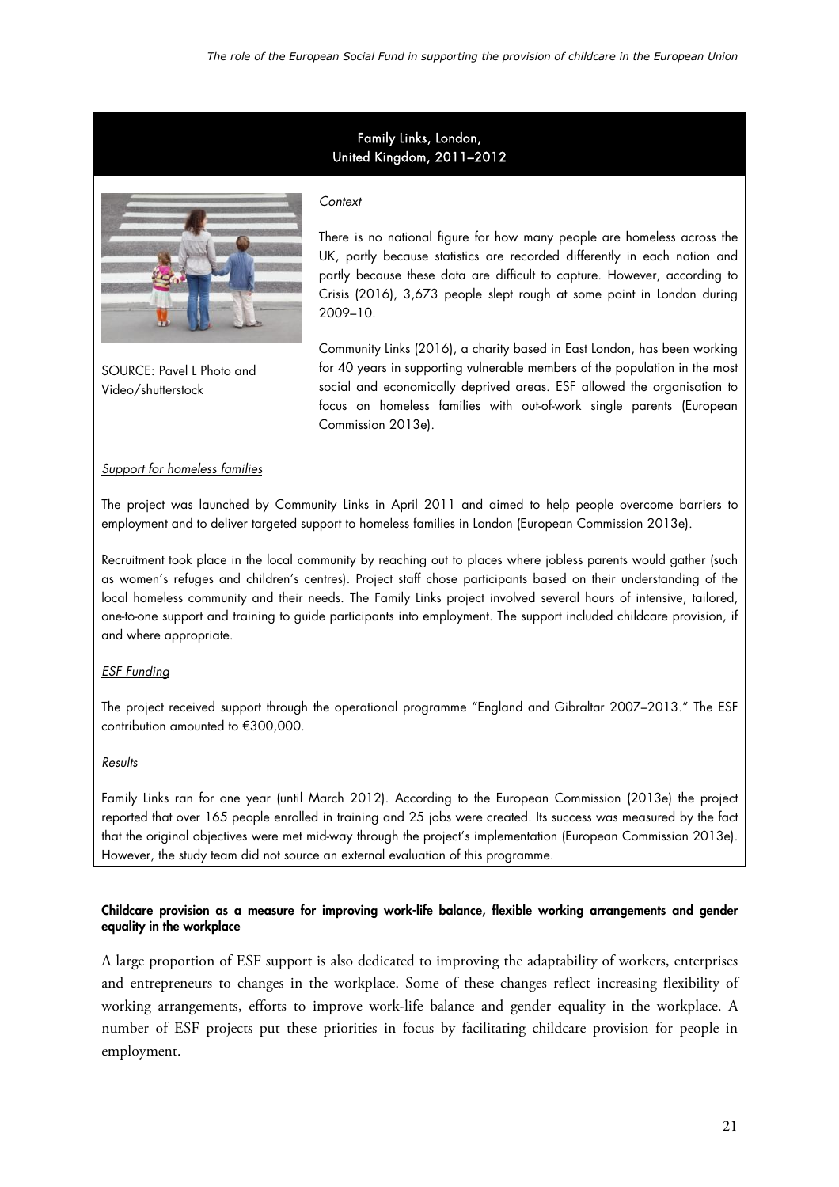## Family Links, London, United Kingdom, 2011–2012

SOURCE: Pavel L Photo and Video/shutterstock

*Context*

There is no national figure for how many people are homeless across the UK, partly because statistics are recorded differently in each nation and partly because these data are difficult to capture. However, according to Crisis (2016), 3,673 people slept rough at some point in London during 2009–10.

Community Links (2016), a charity based in East London, has been working for 40 years in supporting vulnerable members of the population in the most social and economically deprived areas. ESF allowed the organisation to focus on homeless families with out-of-work single parents (European Commission 2013e).

*Support for homeless families*

The project was launched by Community Links in April 2011 and aimed to help people overcome barriers to employment and to deliver targeted support to homeless families in London (European Commission 2013e).

Recruitment took place in the local community by reaching out to places where jobless parents would gather (such as women's refuges and children's centres). Project staff chose participants based on their understanding of the local homeless community and their needs. The Family Links project involved several hours of intensive, tailored, one-to-one support and training to guide participants into employment. The support included childcare provision, if and where appropriate.

*ESF Funding*

The project received support through the operational programme "England and Gibraltar 2007–2013." The ESF contribution amounted to €300,000.

*Results*

Family Links ran for one year (until March 2012). According to the European Commission (2013e) the project reported that over 165 people enrolled in training and 25 jobs were created. Its success was measured by the fact that the original objectives were met mid-way through the project's implementation (European Commission 2013e). However, the study team did not source an external evaluation of this programme.

**Childcare provision as a measure for improving work-life balance, flexible working arrangements and gender equality in the workplace**

A large proportion of ESF support is also dedicated to improving the adaptability of workers, enterprises and entrepreneurs to changes in the workplace. Some of these changes reflect increasing flexibility of working arrangements, efforts to improve work-life balance and gender equality in the workplace. A number of ESF projects put these priorities in focus by facilitating childcare provision for people in employment.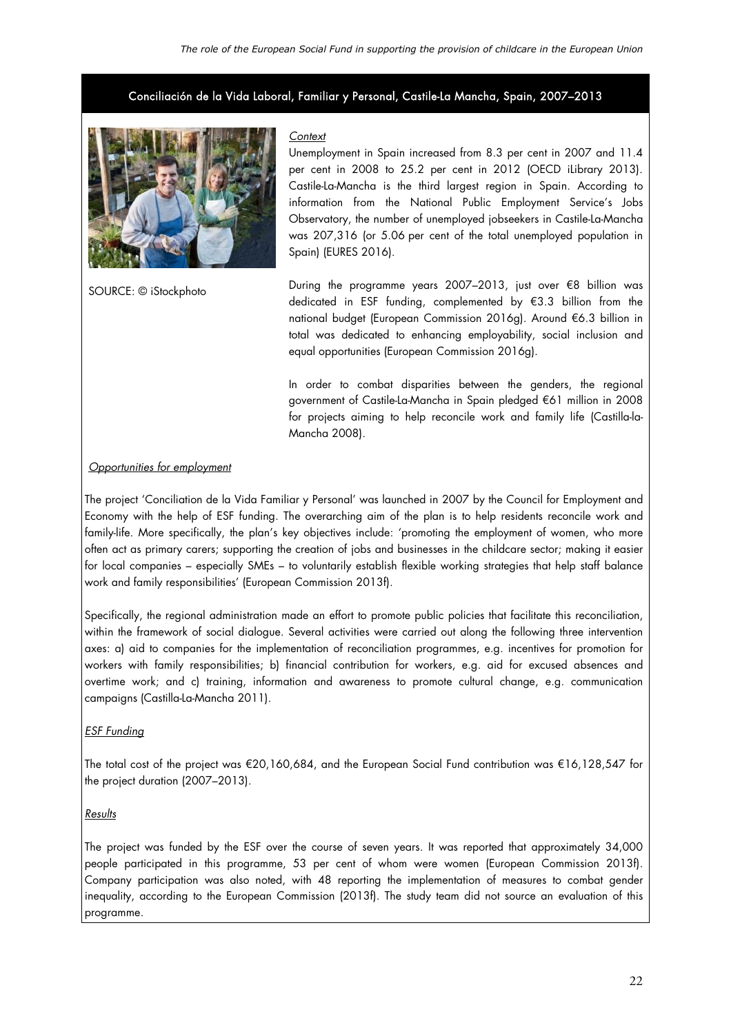## Conciliación de la Vida Laboral, Familiar y Personal, Castile-La Mancha, Spain, 2007–2013

SOURCE: © iStockphoto

*Context*

Unemployment in Spain increased from 8.3 per cent in 2007 and 11.4 per cent in 2008 to 25.2 per cent in 2012 (OECD iLibrary 2013). Castile-La-Mancha is the third largest region in Spain. According to information from the National Public Employment Service's Jobs Observatory, the number of unemployed jobseekers in Castile-La-Mancha was 207,316 (or 5.06 per cent of the total unemployed population in Spain) (EURES 2016).

During the programme years 2007–2013, just over €8 billion was dedicated in ESF funding, complemented by €3.3 billion from the national budget (European Commission 2016g). Around €6.3 billion in total was dedicated to enhancing employability, social inclusion and equal opportunities (European Commission 2016g).

In order to combat disparities between the genders, the regional government of Castile-La-Mancha in Spain pledged €61 million in 2008 for projects aiming to help reconcile work and family life (Castilla-la-Mancha 2008).

*Opportunities for employment*

The project 'Conciliation de la Vida Familiar y Personal' was launched in 2007 by the Council for Employment and Economy with the help of ESF funding. The overarching aim of the plan is to help residents reconcile work and family-life. More specifically, the plan's key objectives include: 'promoting the employment of women, who more often act as primary carers; supporting the creation of jobs and businesses in the childcare sector; making it easier for local companies – especially SMEs – to voluntarily establish flexible working strategies that help staff balance work and family responsibilities' (European Commission 2013f).

Specifically, the regional administration made an effort to promote public policies that facilitate this reconciliation, within the framework of social dialogue. Several activities were carried out along the following three intervention axes: a) aid to companies for the implementation of reconciliation programmes, e.g. incentives for promotion for workers with family responsibilities; b) financial contribution for workers, e.g. aid for excused absences and overtime work; and c) training, information and awareness to promote cultural change, e.g. communication campaigns (Castilla-La-Mancha 2011).

*ESF Funding*

The total cost of the project was €20,160,684, and the European Social Fund contribution was €16,128,547 for the project duration (2007–2013).

*Results*

The project was funded by the ESF over the course of seven years. It was reported that approximately 34,000 people participated in this programme, 53 per cent of whom were women (European Commission 2013f). Company participation was also noted, with 48 reporting the implementation of measures to combat gender inequality, according to the European Commission (2013f). The study team did not source an evaluation of this programme.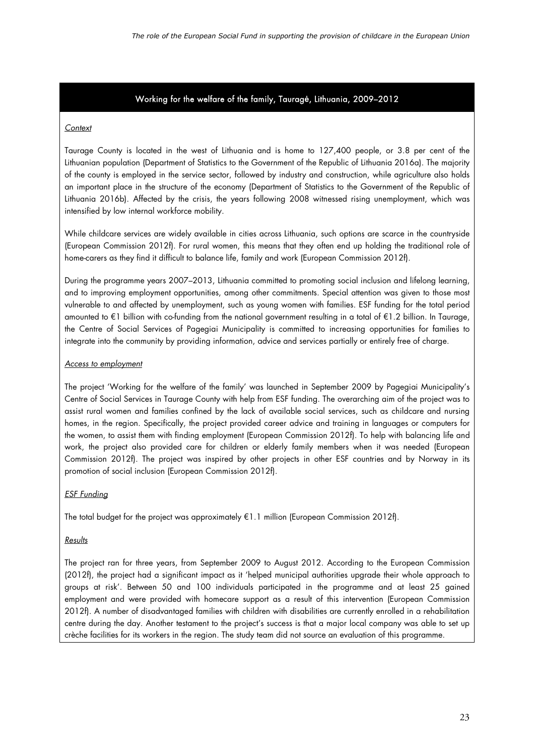## Working for the welfare of the family, Tauragė, Lithuania, 2009–2012

*Context*

Taurage County is located in the west of Lithuania and is home to 127,400 people, or 3.8 per cent of the Lithuanian population (Department of Statistics to the Government of the Republic of Lithuania 2016a). The majority of the county is employed in the service sector, followed by industry and construction, while agriculture also holds an important place in the structure of the economy (Department of Statistics to the Government of the Republic of Lithuania 2016b). Affected by the crisis, the years following 2008 witnessed rising unemployment, which was intensified by low internal workforce mobility.

While childcare services are widely available in cities across Lithuania, such options are scarce in the countryside (European Commission 2012f). For rural women, this means that they often end up holding the traditional role of home-carers as they find it difficult to balance life, family and work (European Commission 2012f).

During the programme years 2007–2013, Lithuania committed to promoting social inclusion and lifelong learning, and to improving employment opportunities, among other commitments. Special attention was given to those most vulnerable to and affected by unemployment, such as young women with families. ESF funding for the total period amounted to €1 billion with co-funding from the national government resulting in a total of €1.2 billion. In Taurage, the Centre of Social Services of Pagegiai Municipality is committed to increasing opportunities for families to integrate into the community by providing information, advice and services partially or entirely free of charge.

*Access to employment*

The project 'Working for the welfare of the family' was launched in September 2009 by Pagegiai Municipality's Centre of Social Services in Taurage County with help from ESF funding. The overarching aim of the project was to assist rural women and families confined by the lack of available social services, such as childcare and nursing homes, in the region. Specifically, the project provided career advice and training in languages or computers for the women, to assist them with finding employment (European Commission 2012f). To help with balancing life and work, the project also provided care for children or elderly family members when it was needed (European Commission 2012f). The project was inspired by other projects in other ESF countries and by Norway in its promotion of social inclusion (European Commission 2012f).

*ESF Funding*

The total budget for the project was approximately €1.1 million (European Commission 2012f).

*Results*

The project ran for three years, from September 2009 to August 2012. According to the European Commission (2012f), the project had a significant impact as it 'helped municipal authorities upgrade their whole approach to groups at risk'. Between 50 and 100 individuals participated in the programme and at least 25 gained employment and were provided with homecare support as a result of this intervention (European Commission 2012f). A number of disadvantaged families with children with disabilities are currently enrolled in a rehabilitation centre during the day. Another testament to the project's success is that a major local company was able to set up crèche facilities for its workers in the region. The study team did not source an evaluation of this programme.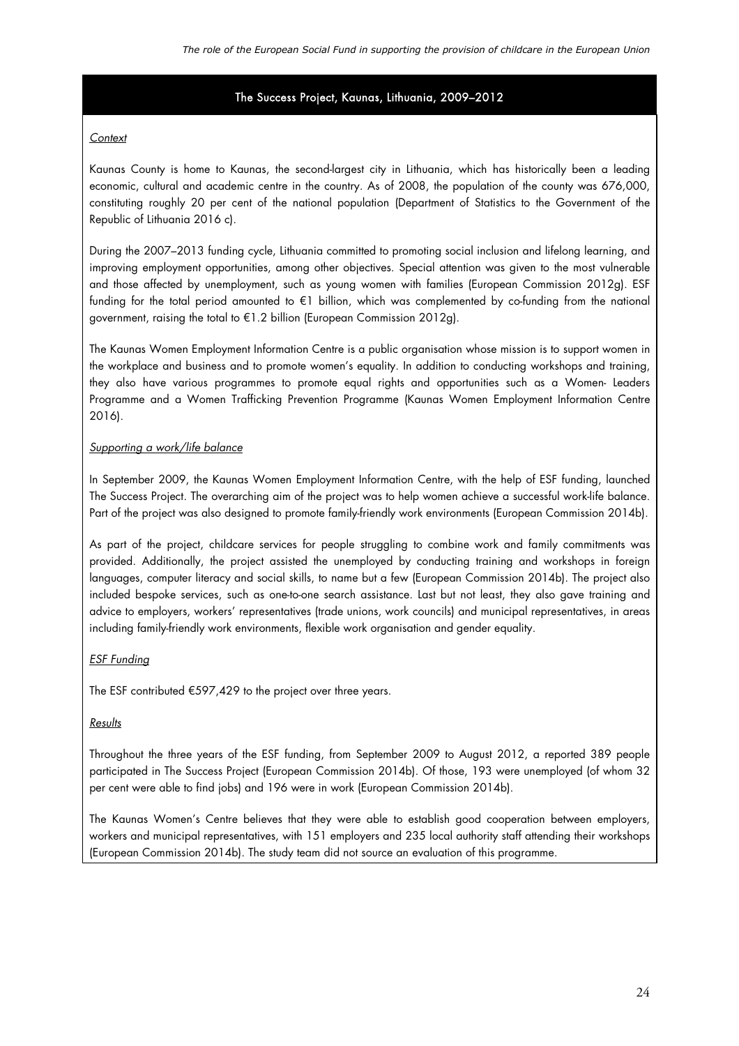## The Success Project, Kaunas, Lithuania, 2009–2012

*Context*

Kaunas County is home to Kaunas, the second-largest city in Lithuania, which has historically been a leading economic, cultural and academic centre in the country. As of 2008, the population of the county was 676,000, constituting roughly 20 per cent of the national population (Department of Statistics to the Government of the Republic of Lithuania 2016 c).

During the 2007–2013 funding cycle, Lithuania committed to promoting social inclusion and lifelong learning, and improving employment opportunities, among other objectives. Special attention was given to the most vulnerable and those affected by unemployment, such as young women with families (European Commission 2012g). ESF funding for the total period amounted to €1 billion, which was complemented by co-funding from the national government, raising the total to €1.2 billion (European Commission 2012g).

The Kaunas Women Employment Information Centre is a public organisation whose mission is to support women in the workplace and business and to promote women's equality. In addition to conducting workshops and training, they also have various programmes to promote equal rights and opportunities such as a Women- Leaders Programme and a Women Trafficking Prevention Programme (Kaunas Women Employment Information Centre 2016).

*Supporting a work/life balance*

In September 2009, the Kaunas Women Employment Information Centre, with the help of ESF funding, launched The Success Project. The overarching aim of the project was to help women achieve a successful work-life balance. Part of the project was also designed to promote family-friendly work environments (European Commission 2014b).

As part of the project, childcare services for people struggling to combine work and family commitments was provided. Additionally, the project assisted the unemployed by conducting training and workshops in foreign languages, computer literacy and social skills, to name but a few (European Commission 2014b). The project also included bespoke services, such as one-to-one search assistance. Last but not least, they also gave training and advice to employers, workers' representatives (trade unions, work councils) and municipal representatives, in areas including family-friendly work environments, flexible work organisation and gender equality.

*ESF Funding*

The ESF contributed €597,429 to the project over three years.

*Results*

Throughout the three years of the ESF funding, from September 2009 to August 2012, a reported 389 people participated in The Success Project (European Commission 2014b). Of those, 193 were unemployed (of whom 32 per cent were able to find jobs) and 196 were in work (European Commission 2014b).

The Kaunas Women's Centre believes that they were able to establish good cooperation between employers, workers and municipal representatives, with 151 employers and 235 local authority staff attending their workshops (European Commission 2014b). The study team did not source an evaluation of this programme.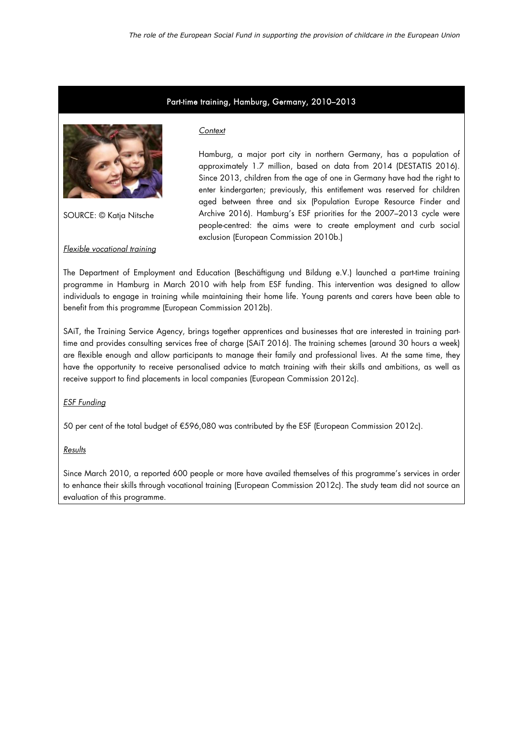## Part-time training, Hamburg, Germany, 2010–2013

SOURCE: © Katja Nitsche

*Context*

Hamburg, a major port city in northern Germany, has a population of approximately 1.7 million, based on data from 2014 (DESTATIS 2016). Since 2013, children from the age of one in Germany have had the right to enter kindergarten; previously, this entitlement was reserved for children aged between three and six (Population Europe Resource Finder and Archive 2016). Hamburg's ESF priorities for the 2007–2013 cycle were people-centred: the aims were to create employment and curb social exclusion (European Commission 2010b.)

*Flexible vocational training*

The Department of Employment and Education (Beschäftigung und Bildung e.V.) launched a part-time training programme in Hamburg in March 2010 with help from ESF funding. This intervention was designed to allow individuals to engage in training while maintaining their home life. Young parents and carers have been able to benefit from this programme (European Commission 2012b).

SAiT, the Training Service Agency, brings together apprentices and businesses that are interested in training part-time and provides consulting services free of charge (SAiT 2016). The training schemes (around 30 hours a week) are flexible enough and allow participants to manage their family and professional lives. At the same time, they have the opportunity to receive personalised advice to match training with their skills and ambitions, as well as receive support to find placements in local companies (European Commission 2012c).

*ESF Funding*

50 per cent of the total budget of €596,080 was contributed by the ESF (European Commission 2012c).

*Results*

Since March 2010, a reported 600 people or more have availed themselves of this programme's services in order to enhance their skills through vocational training (European Commission 2012c). The study team did not source an evaluation of this programme.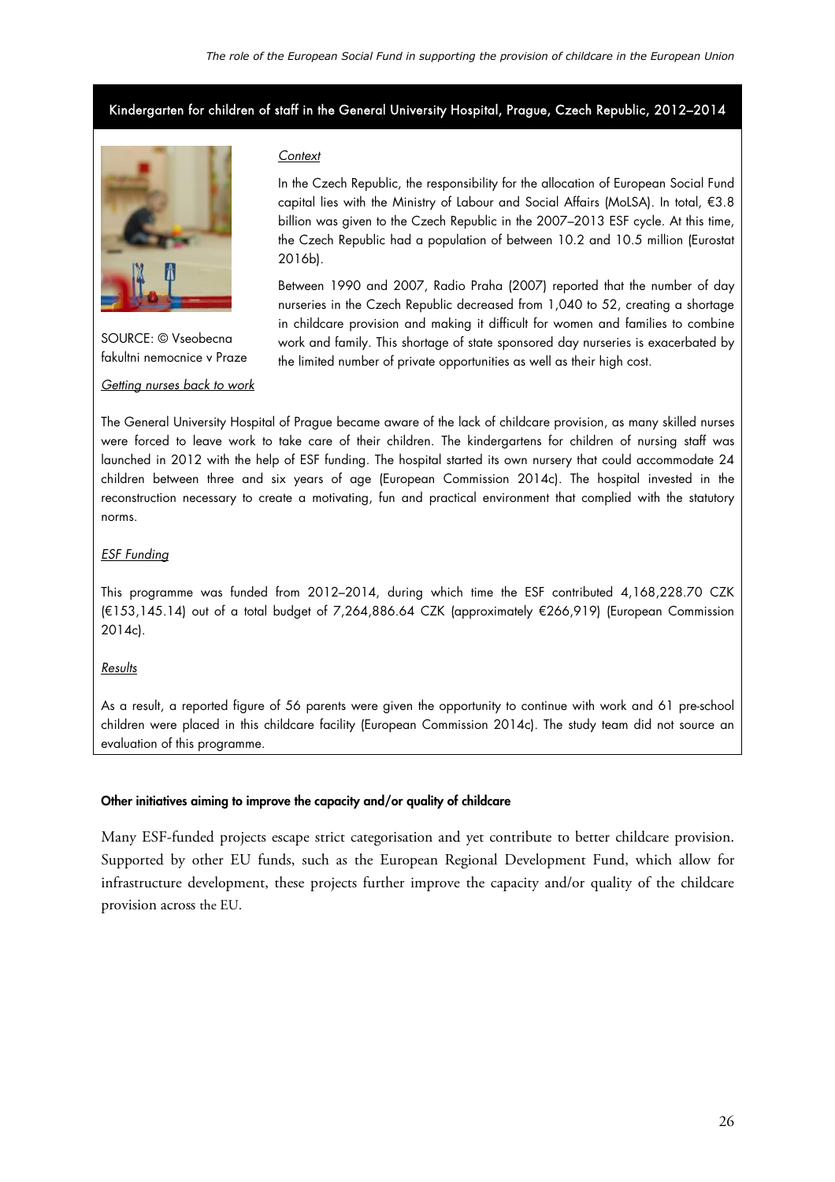### Kindergarten for children of staff in the General University Hospital, Prague, Czech Republic, 2012–2014

SOURCE: © Vseobecna fakultni nemocnice v Praze

*Context*

In the Czech Republic, the responsibility for the allocation of European Social Fund capital lies with the Ministry of Labour and Social Affairs (MoLSA). In total, €3.8 billion was given to the Czech Republic in the 2007–2013 ESF cycle. At this time, the Czech Republic had a population of between 10.2 and 10.5 million (Eurostat 2016b).

Between 1990 and 2007, Radio Praha (2007) reported that the number of day nurseries in the Czech Republic decreased from 1,040 to 52, creating a shortage in childcare provision and making it difficult for women and families to combine work and family. This shortage of state sponsored day nurseries is exacerbated by the limited number of private opportunities as well as their high cost.

*Getting nurses back to work*

The General University Hospital of Prague became aware of the lack of childcare provision, as many skilled nurses were forced to leave work to take care of their children. The kindergartens for children of nursing staff was launched in 2012 with the help of ESF funding. The hospital started its own nursery that could accommodate 24 children between three and six years of age (European Commission 2014c). The hospital invested in the reconstruction necessary to create a motivating, fun and practical environment that complied with the statutory norms.

*ESF Funding*

This programme was funded from 2012–2014, during which time the ESF contributed 4,168,228.70 CZK (€153,145.14) out of a total budget of 7,264,886.64 CZK (approximately €266,919) (European Commission 2014c).

*Results*

As a result, a reported figure of 56 parents were given the opportunity to continue with work and 61 pre-school children were placed in this childcare facility (European Commission 2014c). The study team did not source an evaluation of this programme.

#### Other initiatives aiming to improve the capacity and/or quality of childcare

Many ESF-funded projects escape strict categorisation and yet contribute to better childcare provision. Supported by other EU funds, such as the European Regional Development Fund, which allow for infrastructure development, these projects further improve the capacity and/or quality of the childcare provision across the EU.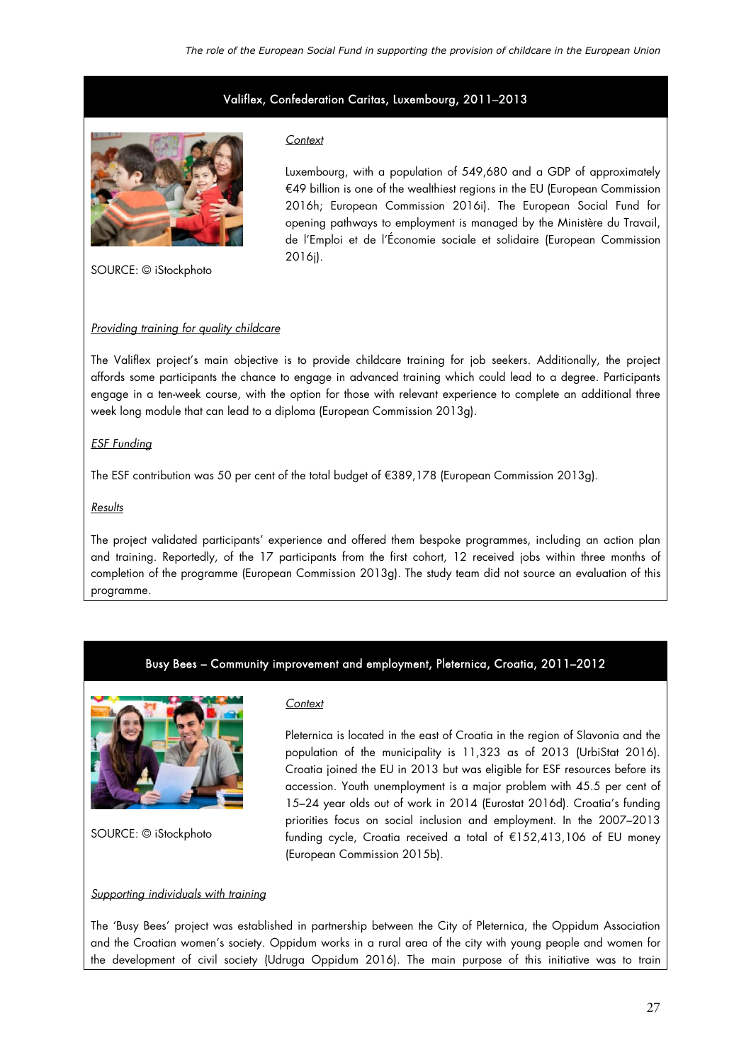### Valiflex, Confederation Caritas, Luxembourg, 2011–2013

SOURCE: © iStockphoto

*Context*

Luxembourg, with a population of 549,680 and a GDP of approximately €49 billion is one of the wealthiest regions in the EU (European Commission 2016h; European Commission 2016i). The European Social Fund for opening pathways to employment is managed by the Ministère du Travail, de l'Emploi et de l'Économie sociale et solidaire (European Commission 2016j).

*Providing training for quality childcare*

The Valiflex project's main objective is to provide childcare training for job seekers. Additionally, the project affords some participants the chance to engage in advanced training which could lead to a degree. Participants engage in a ten-week course, with the option for those with relevant experience to complete an additional three week long module that can lead to a diploma (European Commission 2013g).

*ESF Funding*

The ESF contribution was 50 per cent of the total budget of €389,178 (European Commission 2013g).

*Results*

The project validated participants' experience and offered them bespoke programmes, including an action plan and training. Reportedly, of the 17 participants from the first cohort, 12 received jobs within three months of completion of the programme (European Commission 2013g). The study team did not source an evaluation of this programme.

### Busy Bees – Community improvement and employment, Pleternica, Croatia, 2011–2012

SOURCE: © iStockphoto

*Context*

Pleternica is located in the east of Croatia in the region of Slavonia and the population of the municipality is 11,323 as of 2013 (UrbiStat 2016). Croatia joined the EU in 2013 but was eligible for ESF resources before its accession. Youth unemployment is a major problem with 45.5 per cent of 15–24 year olds out of work in 2014 (Eurostat 2016d). Croatia's funding priorities focus on social inclusion and employment. In the 2007–2013 funding cycle, Croatia received a total of €152,413,106 of EU money (European Commission 2015b).

*Supporting individuals with training*

The 'Busy Bees' project was established in partnership between the City of Pleternica, the Oppidum Association and the Croatian women's society. Oppidum works in a rural area of the city with young people and women for the development of civil society (Udruga Oppidum 2016). The main purpose of this initiative was to train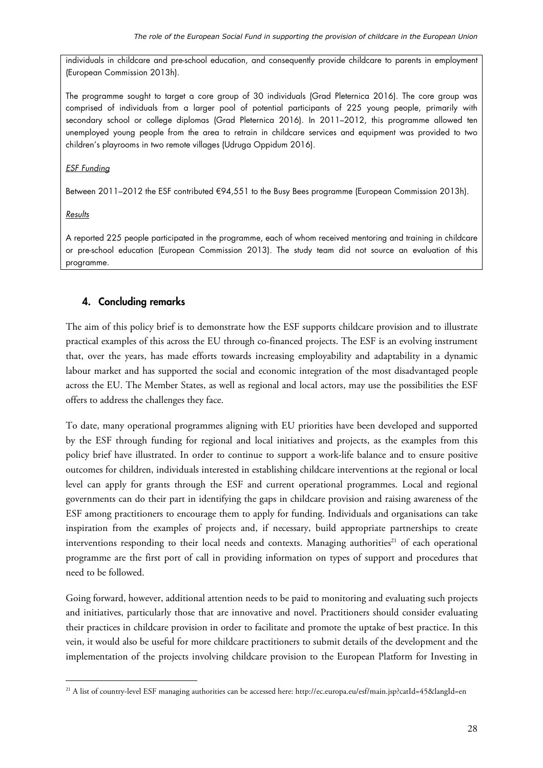individuals in childcare and pre-school education, and consequently provide childcare to parents in employment (European Commission 2013h).

The programme sought to target a core group of 30 individuals (Grad Pleternica 2016). The core group was comprised of individuals from a larger pool of potential participants of 225 young people, primarily with secondary school or college diplomas (Grad Pleternica 2016). In 2011–2012, this programme allowed ten unemployed young people from the area to retrain in childcare services and equipment was provided to two children's playrooms in two remote villages (Udruga Oppidum 2016).

*ESF Funding*

Between 2011–2012 the ESF contributed €94,551 to the Busy Bees programme (European Commission 2013h).

*Results*

A reported 225 people participated in the programme, each of whom received mentoring and training in childcare or pre-school education (European Commission 2013). The study team did not source an evaluation of this programme.

## 4. Concluding remarks

The aim of this policy brief is to demonstrate how the ESF supports childcare provision and to illustrate practical examples of this across the EU through co-financed projects. The ESF is an evolving instrument that, over the years, has made efforts towards increasing employability and adaptability in a dynamic labour market and has supported the social and economic integration of the most disadvantaged people across the EU. The Member States, as well as regional and local actors, may use the possibilities the ESF offers to address the challenges they face.

To date, many operational programmes aligning with EU priorities have been developed and supported by the ESF through funding for regional and local initiatives and projects, as the examples from this policy brief have illustrated. In order to continue to support a work-life balance and to ensure positive outcomes for children, individuals interested in establishing childcare interventions at the regional or local level can apply for grants through the ESF and current operational programmes. Local and regional governments can do their part in identifying the gaps in childcare provision and raising awareness of the ESF among practitioners to encourage them to apply for funding. Individuals and organisations can take inspiration from the examples of projects and, if necessary, build appropriate partnerships to create interventions responding to their local needs and contexts. Managing authorities[21] of each operational programme are the first port of call in providing information on types of support and procedures that need to be followed.

Going forward, however, additional attention needs to be paid to monitoring and evaluating such projects and initiatives, particularly those that are innovative and novel. Practitioners should consider evaluating their practices in childcare provision in order to facilitate and promote the uptake of best practice. In this vein, it would also be useful for more childcare practitioners to submit details of the development and the implementation of the projects involving childcare provision to the European Platform for Investing in

[21] A list of country-level ESF managing authorities can be accessed here: http://ec.europa.eu/esf/main.jsp?catId=45&langId=en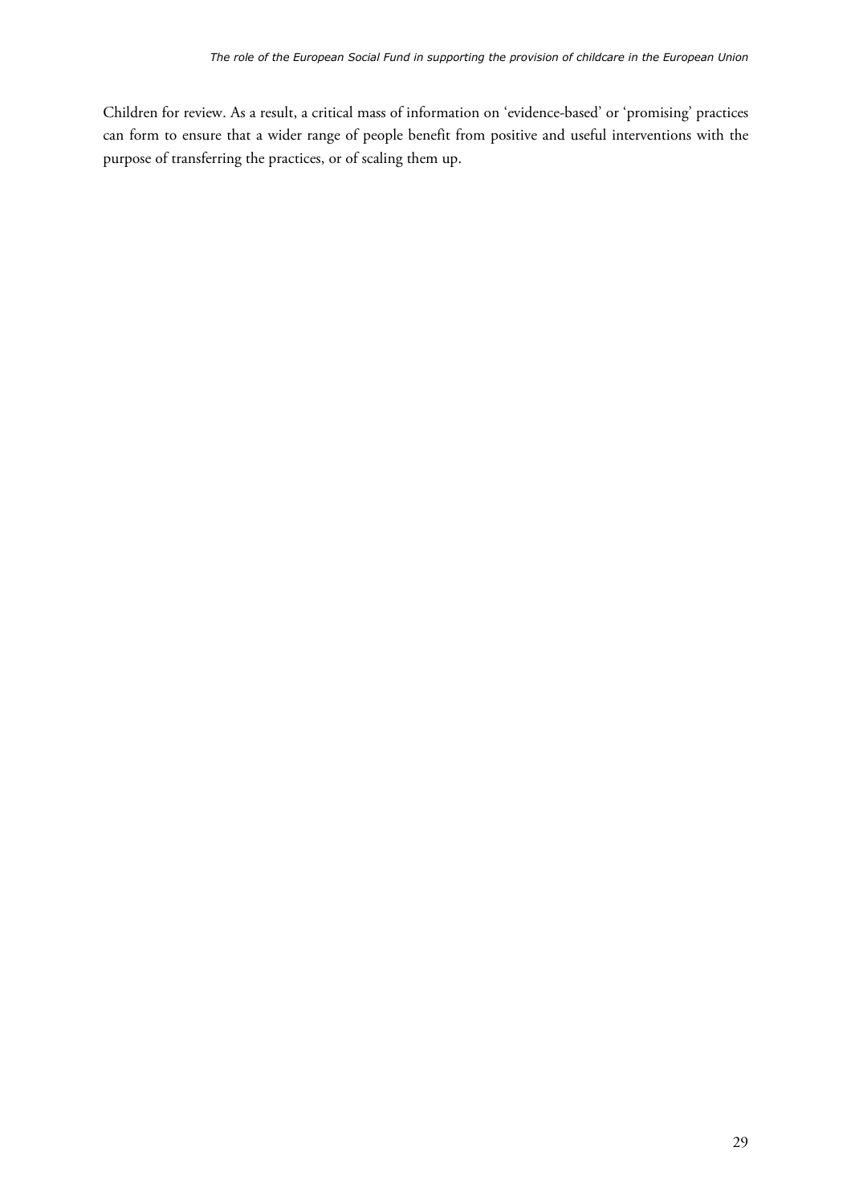Children for review. As a result, a critical mass of information on 'evidence-based' or 'promising' practices can form to ensure that a wider range of people benefit from positive and useful interventions with the purpose of transferring the practices, or of scaling them up.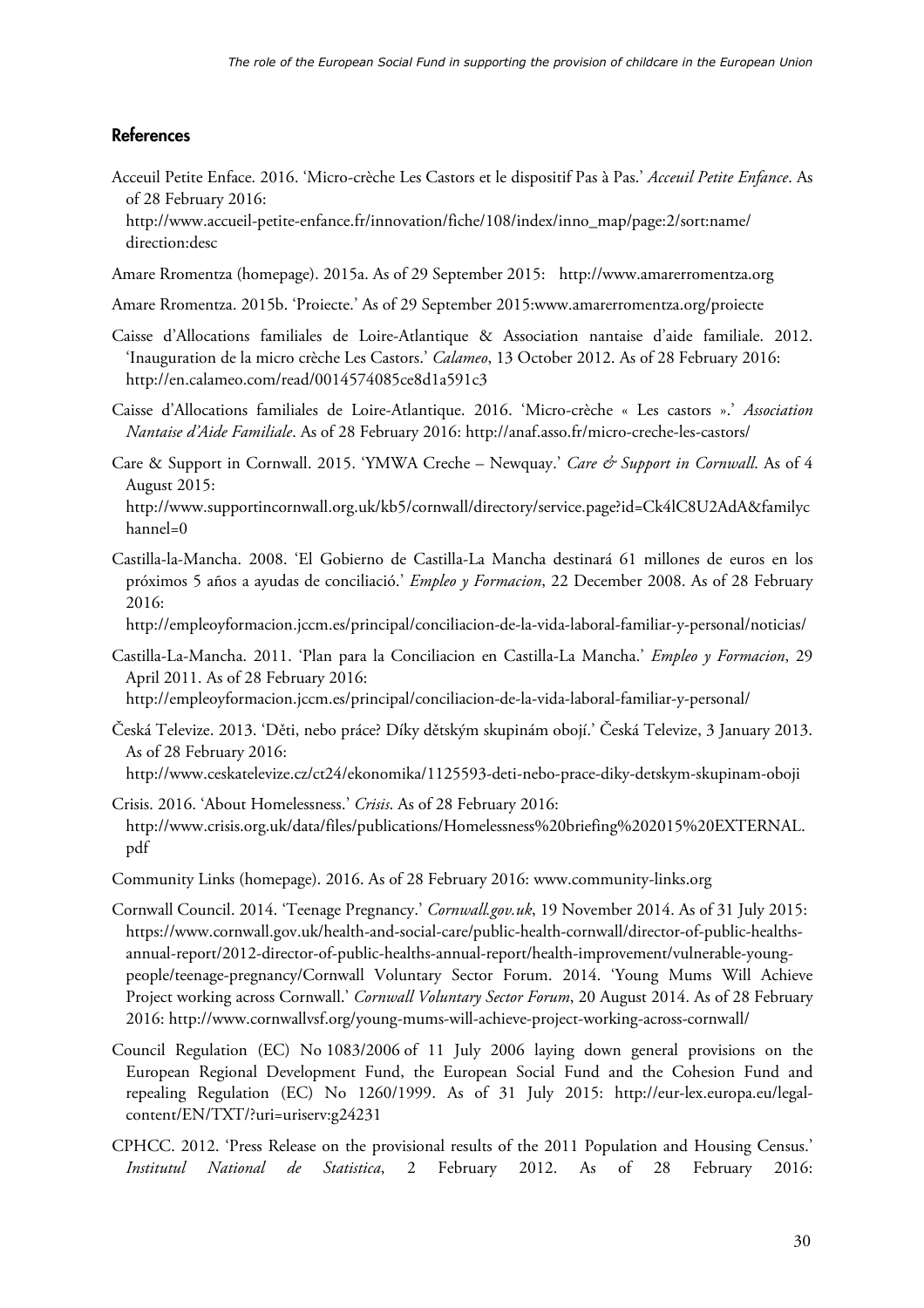## References

Acceuil Petite Enface. 2016. 'Micro-crèche Les Castors et le dispositif Pas à Pas.' *Acceuil Petite Enfance*. As of 28 February 2016:
http://www.accueil-petite-enfance.fr/innovation/fiche/108/index/inno_map/page:2/sort:name/direction:desc

Amare Rromentza (homepage). 2015a. As of 29 September 2015: http://www.amarerromentza.org

Amare Rromentza. 2015b. 'Proiecte.' As of 29 September 2015:www.amarerromentza.org/proiecte

Caisse d'Allocations familiales de Loire-Atlantique & Association nantaise d'aide familiale. 2012. 'Inauguration de la micro crèche Les Castors.' *Calameo*, 13 October 2012. As of 28 February 2016: http://en.calameo.com/read/0014574085ce8d1a591c3

Caisse d'Allocations familiales de Loire-Atlantique. 2016. 'Micro-crèche « Les castors ».' *Association Nantaise d'Aide Familiale*. As of 28 February 2016: http://anaf.asso.fr/micro-creche-les-castors/

Care & Support in Cornwall. 2015. 'YMWA Creche – Newquay.' *Care & Support in Cornwall*. As of 4 August 2015:
http://www.supportincornwall.org.uk/kb5/cornwall/directory/service.page?id=Ck4lC8U2AdA&familychannel=0

Castilla-la-Mancha. 2008. 'El Gobierno de Castilla-La Mancha destinará 61 millones de euros en los próximos 5 años a ayudas de conciliació.' *Empleo y Formacion*, 22 December 2008. As of 28 February 2016:
http://empleoyformacion.jccm.es/principal/conciliacion-de-la-vida-laboral-familiar-y-personal/noticias/

Castilla-La-Mancha. 2011. 'Plan para la Conciliacion en Castilla-La Mancha.' *Empleo y Formacion*, 29 April 2011. As of 28 February 2016:
http://empleoyformacion.jccm.es/principal/conciliacion-de-la-vida-laboral-familiar-y-personal/

Česká Televize. 2013. 'Děti, nebo práce? Díky dětským skupinám obojí.' Česká Televize, 3 January 2013. As of 28 February 2016:
http://www.ceskatelevize.cz/ct24/ekonomika/1125593-deti-nebo-prace-diky-detskym-skupinam-oboji

Crisis. 2016. 'About Homelessness.' *Crisis*. As of 28 February 2016:
http://www.crisis.org.uk/data/files/publications/Homelessness%20briefing%202015%20EXTERNAL.pdf

Community Links (homepage). 2016. As of 28 February 2016: www.community-links.org

Cornwall Council. 2014. 'Teenage Pregnancy.' *Cornwall.gov.uk*, 19 November 2014. As of 31 July 2015: https://www.cornwall.gov.uk/health-and-social-care/public-health-cornwall/director-of-public-healths-annual-report/2012-director-of-public-healths-annual-report/health-improvement/vulnerable-young-people/teenage-pregnancy/Cornwall Voluntary Sector Forum. 2014. 'Young Mums Will Achieve Project working across Cornwall.' *Cornwall Voluntary Sector Forum*, 20 August 2014. As of 28 February 2016: http://www.cornwallvsf.org/young-mums-will-achieve-project-working-across-cornwall/

Council Regulation (EC) No 1083/2006 of 11 July 2006 laying down general provisions on the European Regional Development Fund, the European Social Fund and the Cohesion Fund and repealing Regulation (EC) No 1260/1999. As of 31 July 2015: http://eur-lex.europa.eu/legal-content/EN/TXT/?uri=uriserv:g24231

CPHCC. 2012. 'Press Release on the provisional results of the 2011 Population and Housing Census.' *Institutul National de Statistica*, 2 February 2012. As of 28 February 2016: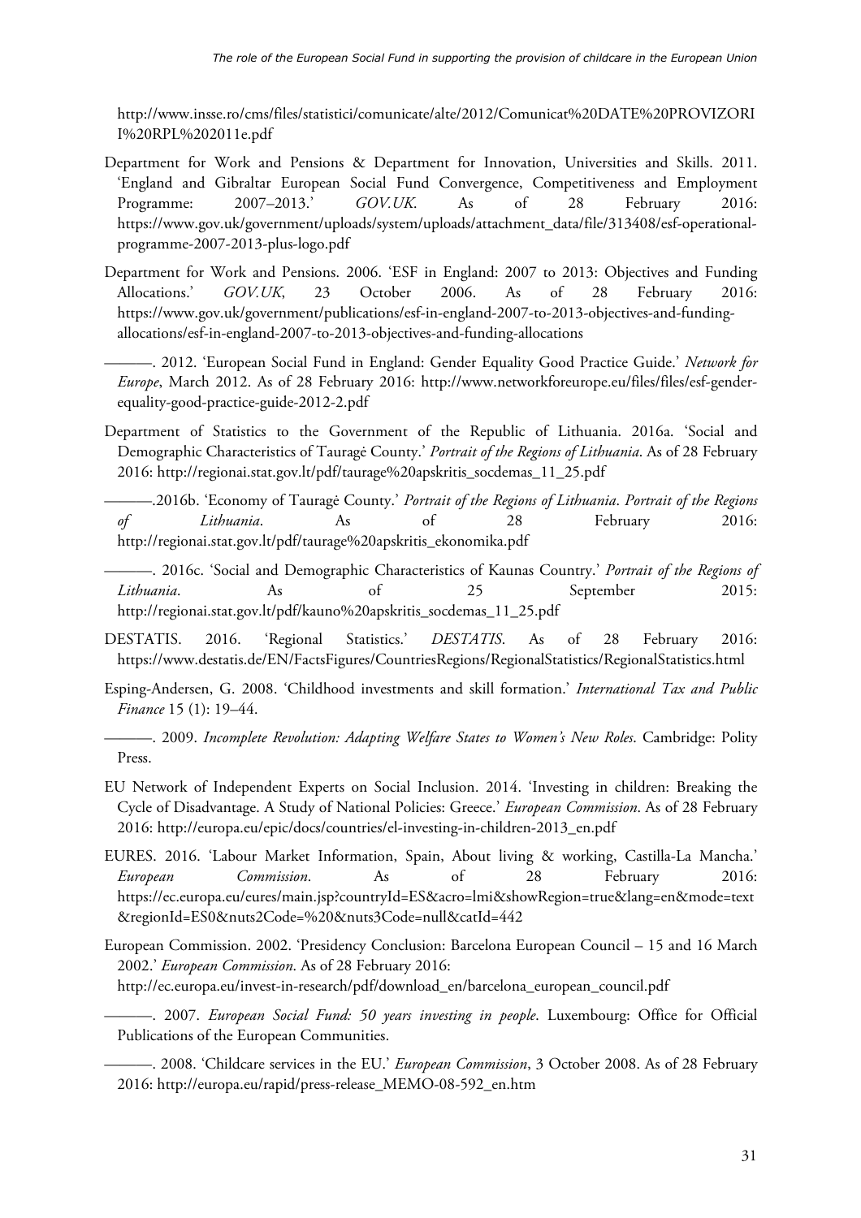http://www.insse.ro/cms/files/statistici/comunicate/alte/2012/Comunicat%20DATE%20PROVIZORII%20RPL%202011e.pdf

Department for Work and Pensions & Department for Innovation, Universities and Skills. 2011. 'England and Gibraltar European Social Fund Convergence, Competitiveness and Employment Programme: 2007–2013.' *GOV.UK*. As of 28 February 2016: https://www.gov.uk/government/uploads/system/uploads/attachment_data/file/313408/esf-operational-programme-2007-2013-plus-logo.pdf

Department for Work and Pensions. 2006. 'ESF in England: 2007 to 2013: Objectives and Funding Allocations.' *GOV.UK*, 23 October 2006. As of 28 February 2016: https://www.gov.uk/government/publications/esf-in-england-2007-to-2013-objectives-and-funding-allocations/esf-in-england-2007-to-2013-objectives-and-funding-allocations

———. 2012. 'European Social Fund in England: Gender Equality Good Practice Guide.' *Network for Europe*, March 2012. As of 28 February 2016: http://www.networkforeurope.eu/files/files/esf-gender-equality-good-practice-guide-2012-2.pdf

Department of Statistics to the Government of the Republic of Lithuania. 2016a. 'Social and Demographic Characteristics of Tauragė County.' *Portrait of the Regions of Lithuania*. As of 28 February 2016: http://regionai.stat.gov.lt/pdf/taurage%20apskritis_socdemas_11_25.pdf

———.2016b. 'Economy of Tauragė County.' *Portrait of the Regions of Lithuania*. *Portrait of the Regions of Lithuania*. As of 28 February 2016: http://regionai.stat.gov.lt/pdf/taurage%20apskritis_ekonomika.pdf

———. 2016c. 'Social and Demographic Characteristics of Kaunas Country.' *Portrait of the Regions of Lithuania*. As of 25 September 2015: http://regionai.stat.gov.lt/pdf/kauno%20apskritis_socdemas_11_25.pdf

DESTATIS. 2016. 'Regional Statistics.' *DESTATIS*. As of 28 February 2016: https://www.destatis.de/EN/FactsFigures/CountriesRegions/RegionalStatistics/RegionalStatistics.html

Esping-Andersen, G. 2008. 'Childhood investments and skill formation.' *International Tax and Public Finance* 15 (1): 19–44.

———. 2009. *Incomplete Revolution: Adapting Welfare States to Women's New Roles*. Cambridge: Polity Press.

EU Network of Independent Experts on Social Inclusion. 2014. 'Investing in children: Breaking the Cycle of Disadvantage. A Study of National Policies: Greece.' *European Commission*. As of 28 February 2016: http://europa.eu/epic/docs/countries/el-investing-in-children-2013_en.pdf

EURES. 2016. 'Labour Market Information, Spain, About living & working, Castilla-La Mancha.' *European Commission*. As of 28 February 2016: https://ec.europa.eu/eures/main.jsp?countryId=ES&acro=lmi&showRegion=true&lang=en&mode=text&regionId=ES0&nuts2Code=%20&nuts3Code=null&catId=442

European Commission. 2002. 'Presidency Conclusion: Barcelona European Council – 15 and 16 March 2002.' *European Commission*. As of 28 February 2016: http://ec.europa.eu/invest-in-research/pdf/download_en/barcelona_european_council.pdf

———. 2007. *European Social Fund: 50 years investing in people*. Luxembourg: Office for Official Publications of the European Communities.

———. 2008. 'Childcare services in the EU.' *European Commission*, 3 October 2008. As of 28 February 2016: http://europa.eu/rapid/press-release_MEMO-08-592_en.htm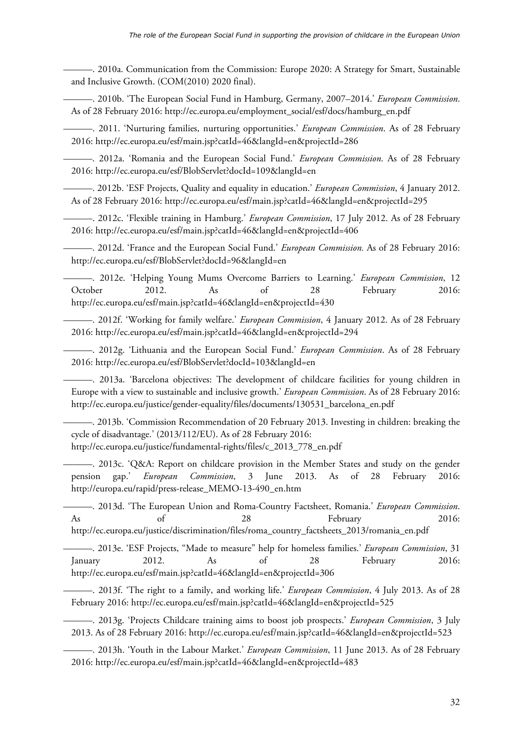———. 2010a. Communication from the Commission: Europe 2020: A Strategy for Smart, Sustainable and Inclusive Growth. (COM(2010) 2020 final).

———. 2010b. 'The European Social Fund in Hamburg, Germany, 2007–2014.' *European Commission*. As of 28 February 2016: http://ec.europa.eu/employment_social/esf/docs/hamburg_en.pdf

———. 2011. 'Nurturing families, nurturing opportunities.' *European Commission*. As of 28 February 2016: http://ec.europa.eu/esf/main.jsp?catId=46&langId=en&projectId=286

———. 2012a. 'Romania and the European Social Fund.' *European Commission*. As of 28 February 2016: http://ec.europa.eu/esf/BlobServlet?docId=109&langId=en

———. 2012b. 'ESF Projects, Quality and equality in education.' *European Commission*, 4 January 2012. As of 28 February 2016: http://ec.europa.eu/esf/main.jsp?catId=46&langId=en&projectId=295

———. 2012c. 'Flexible training in Hamburg.' *European Commission*, 17 July 2012. As of 28 February 2016: http://ec.europa.eu/esf/main.jsp?catId=46&langId=en&projectId=406

———. 2012d. 'France and the European Social Fund.' *European Commission.* As of 28 February 2016: http://ec.europa.eu/esf/BlobServlet?docId=96&langId=en

———. 2012e. 'Helping Young Mums Overcome Barriers to Learning.' *European Commission*, 12 October 2012. As of 28 February 2016: http://ec.europa.eu/esf/main.jsp?catId=46&langId=en&projectId=430

———. 2012f. 'Working for family welfare.' *European Commission*, 4 January 2012. As of 28 February 2016: http://ec.europa.eu/esf/main.jsp?catId=46&langId=en&projectId=294

———. 2012g. 'Lithuania and the European Social Fund.' *European Commission*. As of 28 February 2016: http://ec.europa.eu/esf/BlobServlet?docId=103&langId=en

———. 2013a. 'Barcelona objectives: The development of childcare facilities for young children in Europe with a view to sustainable and inclusive growth.' *European Commission*. As of 28 February 2016: http://ec.europa.eu/justice/gender-equality/files/documents/130531_barcelona_en.pdf

———. 2013b. 'Commission Recommendation of 20 February 2013. Investing in children: breaking the cycle of disadvantage.' (2013/112/EU). As of 28 February 2016: http://ec.europa.eu/justice/fundamental-rights/files/c_2013_778_en.pdf

———. 2013c. 'Q&A: Report on childcare provision in the Member States and study on the gender pension gap.' *European Commission*, 3 June 2013. As of 28 February 2016: http://europa.eu/rapid/press-release_MEMO-13-490_en.htm

———. 2013d. 'The European Union and Roma-Country Factsheet, Romania.' *European Commission*. As of 28 February 2016: http://ec.europa.eu/justice/discrimination/files/roma_country_factsheets_2013/romania_en.pdf

———. 2013e. 'ESF Projects, "Made to measure" help for homeless families.' *European Commission*, 31 January 2012. As of 28 February 2016: http://ec.europa.eu/esf/main.jsp?catId=46&langId=en&projectId=306

———. 2013f. 'The right to a family, and working life.' *European Commission*, 4 July 2013. As of 28 February 2016: http://ec.europa.eu/esf/main.jsp?catId=46&langId=en&projectId=525

———. 2013g. 'Projects Childcare training aims to boost job prospects.' *European Commission*, 3 July 2013. As of 28 February 2016: http://ec.europa.eu/esf/main.jsp?catId=46&langId=en&projectId=523

———. 2013h. 'Youth in the Labour Market.' *European Commission*, 11 June 2013. As of 28 February 2016: http://ec.europa.eu/esf/main.jsp?catId=46&langId=en&projectId=483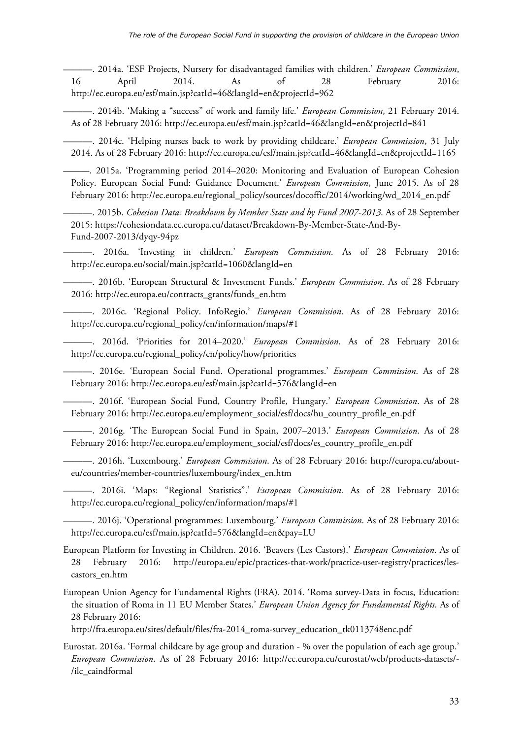———. 2014a. 'ESF Projects, Nursery for disadvantaged families with children.' *European Commission*, 16 April 2014. As of 28 February 2016: http://ec.europa.eu/esf/main.jsp?catId=46&langId=en&projectId=962

———. 2014b. 'Making a "success" of work and family life.' *European Commission*, 21 February 2014. As of 28 February 2016: http://ec.europa.eu/esf/main.jsp?catId=46&langId=en&projectId=841

———. 2014c. 'Helping nurses back to work by providing childcare.' *European Commission*, 31 July 2014. As of 28 February 2016: http://ec.europa.eu/esf/main.jsp?catId=46&langId=en&projectId=1165

———. 2015a. 'Programming period 2014–2020: Monitoring and Evaluation of European Cohesion Policy. European Social Fund: Guidance Document.' *European Commission*, June 2015. As of 28 February 2016: http://ec.europa.eu/regional_policy/sources/docoffic/2014/working/wd_2014_en.pdf

———. 2015b. *Cohesion Data: Breakdown by Member State and by Fund 2007-2013*. As of 28 September 2015: https://cohesiondata.ec.europa.eu/dataset/Breakdown-By-Member-State-And-By-Fund-2007-2013/dyqy-94pz

———. 2016a. 'Investing in children.' *European Commission*. As of 28 February 2016: http://ec.europa.eu/social/main.jsp?catId=1060&langId=en

———. 2016b. 'European Structural & Investment Funds.' *European Commission*. As of 28 February 2016: http://ec.europa.eu/contracts_grants/funds_en.htm

———. 2016c. 'Regional Policy. InfoRegio.' *European Commission*. As of 28 February 2016: http://ec.europa.eu/regional_policy/en/information/maps/#1

———. 2016d. 'Priorities for 2014–2020.' *European Commission*. As of 28 February 2016: http://ec.europa.eu/regional_policy/en/policy/how/priorities

———. 2016e. 'European Social Fund. Operational programmes.' *European Commission*. As of 28 February 2016: http://ec.europa.eu/esf/main.jsp?catId=576&langId=en

———. 2016f. 'European Social Fund, Country Profile, Hungary.' *European Commission*. As of 28 February 2016: http://ec.europa.eu/employment_social/esf/docs/hu_country_profile_en.pdf

———. 2016g. 'The European Social Fund in Spain, 2007–2013.' *European Commission*. As of 28 February 2016: http://ec.europa.eu/employment_social/esf/docs/es_country_profile_en.pdf

———. 2016h. 'Luxembourg.' *European Commission*. As of 28 February 2016: http://europa.eu/about-eu/countries/member-countries/luxembourg/index_en.htm

———. 2016i. 'Maps: "Regional Statistics".' *European Commission*. As of 28 February 2016: http://ec.europa.eu/regional_policy/en/information/maps/#1

———. 2016j. 'Operational programmes: Luxembourg.' *European Commission*. As of 28 February 2016: http://ec.europa.eu/esf/main.jsp?catId=576&langId=en&pay=LU

European Platform for Investing in Children. 2016. 'Beavers (Les Castors).' *European Commission*. As of 28 February 2016: http://europa.eu/epic/practices-that-work/practice-user-registry/practices/les-castors_en.htm

European Union Agency for Fundamental Rights (FRA). 2014. 'Roma survey-Data in focus, Education: the situation of Roma in 11 EU Member States.' *European Union Agency for Fundamental Rights*. As of 28 February 2016: http://fra.europa.eu/sites/default/files/fra-2014_roma-survey_education_tk0113748enc.pdf

Eurostat. 2016a. 'Formal childcare by age group and duration - % over the population of each age group.' *European Commission*. As of 28 February 2016: http://ec.europa.eu/eurostat/web/products-datasets/-/ilc_caindformal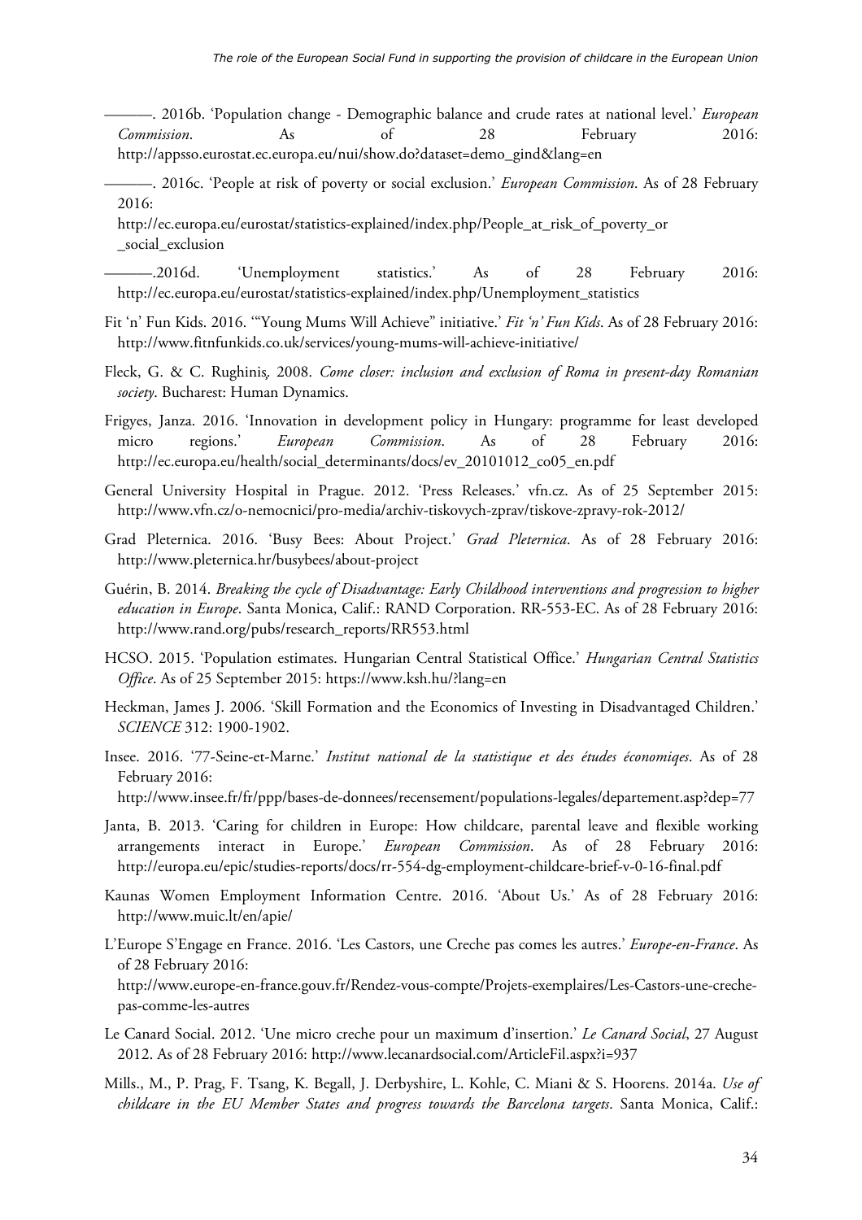———. 2016b. 'Population change - Demographic balance and crude rates at national level.' *European Commission*. As of 28 February 2016: http://appsso.eurostat.ec.europa.eu/nui/show.do?dataset=demo_gind&lang=en

———. 2016c. 'People at risk of poverty or social exclusion.' *European Commission*. As of 28 February 2016: http://ec.europa.eu/eurostat/statistics-explained/index.php/People_at_risk_of_poverty_or_social_exclusion

———.2016d. 'Unemployment statistics.' As of 28 February 2016: http://ec.europa.eu/eurostat/statistics-explained/index.php/Unemployment_statistics

Fit 'n' Fun Kids. 2016. '"Young Mums Will Achieve" initiative.' *Fit 'n' Fun Kids*. As of 28 February 2016: http://www.fitnfunkids.co.uk/services/young-mums-will-achieve-initiative/

Fleck, G. & C. Rughiniș. 2008. *Come closer: inclusion and exclusion of Roma in present-day Romanian society*. Bucharest: Human Dynamics.

Frigyes, Janza. 2016. 'Innovation in development policy in Hungary: programme for least developed micro regions.' *European Commission*. As of 28 February 2016: http://ec.europa.eu/health/social_determinants/docs/ev_20101012_co05_en.pdf

General University Hospital in Prague. 2012. 'Press Releases.' vfn.cz. As of 25 September 2015: http://www.vfn.cz/o-nemocnici/pro-media/archiv-tiskovych-zprav/tiskove-zpravy-rok-2012/

Grad Pleternica. 2016. 'Busy Bees: About Project.' *Grad Pleternica*. As of 28 February 2016: http://www.pleternica.hr/busybees/about-project

Guérin, B. 2014. *Breaking the cycle of Disadvantage: Early Childhood interventions and progression to higher education in Europe*. Santa Monica, Calif.: RAND Corporation. RR-553-EC. As of 28 February 2016: http://www.rand.org/pubs/research_reports/RR553.html

HCSO. 2015. 'Population estimates. Hungarian Central Statistical Office.' *Hungarian Central Statistics Office*. As of 25 September 2015: https://www.ksh.hu/?lang=en

Heckman, James J. 2006. 'Skill Formation and the Economics of Investing in Disadvantaged Children.' *SCIENCE* 312: 1900-1902.

Insee. 2016. '77-Seine-et-Marne.' *Institut national de la statistique et des études économiqes*. As of 28 February 2016: http://www.insee.fr/fr/ppp/bases-de-donnees/recensement/populations-legales/departement.asp?dep=77

Janta, B. 2013. 'Caring for children in Europe: How childcare, parental leave and flexible working arrangements interact in Europe.' *European Commission*. As of 28 February 2016: http://europa.eu/epic/studies-reports/docs/rr-554-dg-employment-childcare-brief-v-0-16-final.pdf

Kaunas Women Employment Information Centre. 2016. 'About Us.' As of 28 February 2016: http://www.muic.lt/en/apie/

L'Europe S'Engage en France. 2016. 'Les Castors, une Creche pas comes les autres.' *Europe-en-France*. As of 28 February 2016: http://www.europe-en-france.gouv.fr/Rendez-vous-compte/Projets-exemplaires/Les-Castors-une-creche-pas-comme-les-autres

Le Canard Social. 2012. 'Une micro creche pour un maximum d'insertion.' *Le Canard Social*, 27 August 2012. As of 28 February 2016: http://www.lecanardsocial.com/ArticleFil.aspx?i=937

Mills., M., P. Prag, F. Tsang, K. Begall, J. Derbyshire, L. Kohle, C. Miani & S. Hoorens. 2014a. *Use of childcare in the EU Member States and progress towards the Barcelona targets*. Santa Monica, Calif.: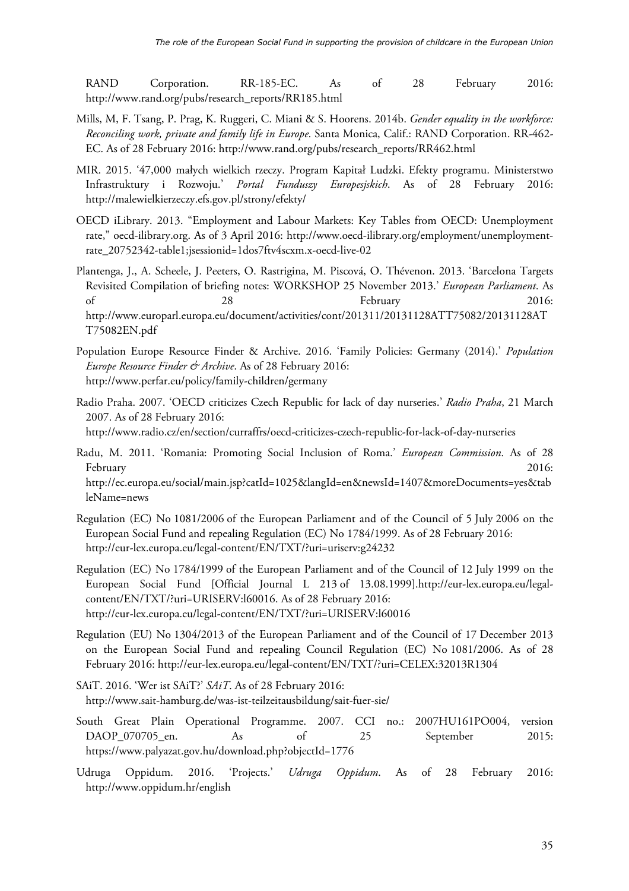RAND Corporation. RR-185-EC. As of 28 February 2016: http://www.rand.org/pubs/research_reports/RR185.html

Mills, M, F. Tsang, P. Prag, K. Ruggeri, C. Miani & S. Hoorens. 2014b. *Gender equality in the workforce: Reconciling work, private and family life in Europe*. Santa Monica, Calif.: RAND Corporation. RR-462-EC. As of 28 February 2016: http://www.rand.org/pubs/research_reports/RR462.html

MIR. 2015. '47,000 małych wielkich rzeczy. Program Kapitał Ludzki. Efekty programu. Ministerstwo Infrastruktury i Rozwoju.' *Portal Funduszy Europesjskich*. As of 28 February 2016: http://malewielkierzeczy.efs.gov.pl/strony/efekty/

OECD iLibrary. 2013. "Employment and Labour Markets: Key Tables from OECD: Unemployment rate," oecd-ilibrary.org. As of 3 April 2016: http://www.oecd-ilibrary.org/employment/unemployment-rate_20752342-table1;jsessionid=1dos7ftv4scxm.x-oecd-live-02

Plantenga, J., A. Scheele, J. Peeters, O. Rastrigina, M. Piscová, O. Thévenon. 2013. 'Barcelona Targets Revisited Compilation of briefing notes: WORKSHOP 25 November 2013.' *European Parliament*. As of 28 February 2016: http://www.europarl.europa.eu/document/activities/cont/201311/20131128ATT75082/20131128ATT75082EN.pdf

Population Europe Resource Finder & Archive. 2016. 'Family Policies: Germany (2014).' *Population Europe Resource Finder & Archive*. As of 28 February 2016: http://www.perfar.eu/policy/family-children/germany

Radio Praha. 2007. 'OECD criticizes Czech Republic for lack of day nurseries.' *Radio Praha*, 21 March 2007. As of 28 February 2016: http://www.radio.cz/en/section/curraffrs/oecd-criticizes-czech-republic-for-lack-of-day-nurseries

Radu, M. 2011. 'Romania: Promoting Social Inclusion of Roma.' *European Commission*. As of 28 February 2016: http://ec.europa.eu/social/main.jsp?catId=1025&langId=en&newsId=1407&moreDocuments=yes&tableName=news

Regulation (EC) No 1081/2006 of the European Parliament and of the Council of 5 July 2006 on the European Social Fund and repealing Regulation (EC) No 1784/1999. As of 28 February 2016: http://eur-lex.europa.eu/legal-content/EN/TXT/?uri=uriserv:g24232

Regulation (EC) No 1784/1999 of the European Parliament and of the Council of 12 July 1999 on the European Social Fund [Official Journal L 213 of 13.08.1999].http://eur-lex.europa.eu/legal-content/EN/TXT/?uri=URISERV:l60016. As of 28 February 2016: http://eur-lex.europa.eu/legal-content/EN/TXT/?uri=URISERV:l60016

Regulation (EU) No 1304/2013 of the European Parliament and of the Council of 17 December 2013 on the European Social Fund and repealing Council Regulation (EC) No 1081/2006. As of 28 February 2016: http://eur-lex.europa.eu/legal-content/EN/TXT/?uri=CELEX:32013R1304

SAiT. 2016. 'Wer ist SAiT?' *SAiT*. As of 28 February 2016: http://www.sait-hamburg.de/was-ist-teilzeitausbildung/sait-fuer-sie/

South Great Plain Operational Programme. 2007. CCI no.: 2007HU161PO004, version DAOP_070705_en. As of 25 September 2015: https://www.palyazat.gov.hu/download.php?objectId=1776

Udruga Oppidum. 2016. 'Projects.' *Udruga Oppidum*. As of 28 February 2016: http://www.oppidum.hr/english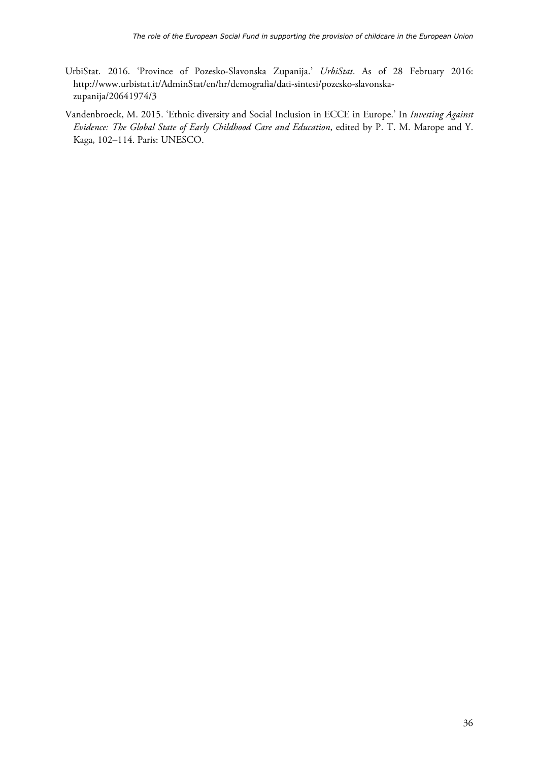UrbiStat. 2016. 'Province of Pozesko-Slavonska Zupanija.' *UrbiStat*. As of 28 February 2016: http://www.urbistat.it/AdminStat/en/hr/demografia/dati-sintesi/pozesko-slavonska-zupanija/20641974/3

Vandenbroeck, M. 2015. 'Ethnic diversity and Social Inclusion in ECCE in Europe.' In *Investing Against Evidence: The Global State of Early Childhood Care and Education*, edited by P. T. M. Marope and Y. Kaga, 102–114. Paris: UNESCO.